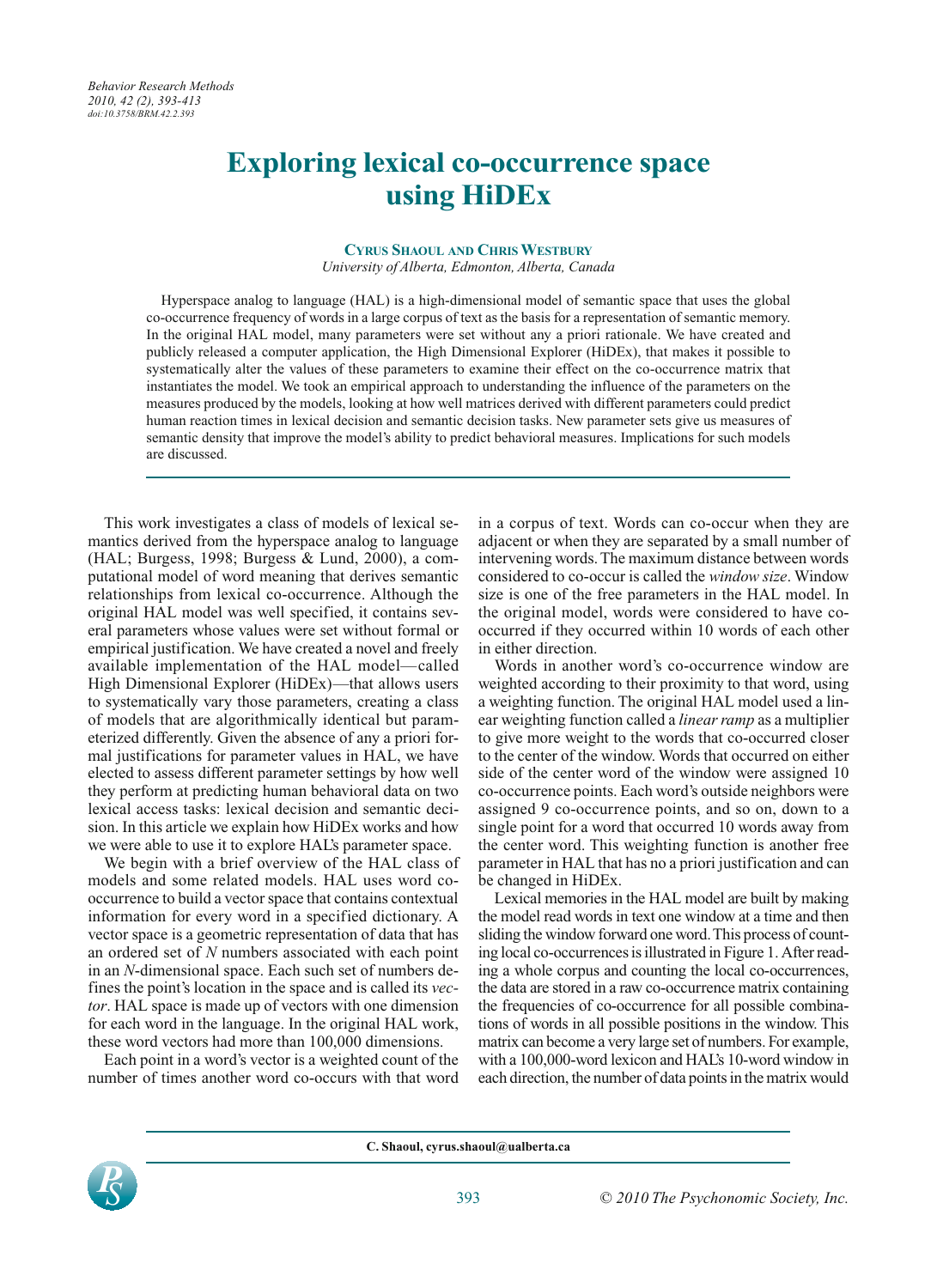# Exploring lexical co-occurrence space using HiDEx

**Cyrus Shaoul and Chris Westbury**

*University of Alberta, Edmonton, Alberta, Canada*

Hyperspace analog to language (HAL) is a high-dimensional model of semantic space that uses the global co-occurrence frequency of words in a large corpus of text as the basis for a representation of semantic memory. In the original HAL model, many parameters were set without any a priori rationale. We have created and publicly released a computer application, the High Dimensional Explorer (HiDEx), that makes it possible to systematically alter the values of these parameters to examine their effect on the co-occurrence matrix that instantiates the model. We took an empirical approach to understanding the influence of the parameters on the measures produced by the models, looking at how well matrices derived with different parameters could predict human reaction times in lexical decision and semantic decision tasks. New parameter sets give us measures of semantic density that improve the model's ability to predict behavioral measures. Implications for such models are discussed.

This work investigates a class of models of lexical semantics derived from the hyperspace analog to language (HAL; Burgess, 1998; Burgess & Lund, 2000), a computational model of word meaning that derives semantic relationships from lexical co-occurrence. Although the original HAL model was well specified, it contains several parameters whose values were set without formal or empirical justification. We have created a novel and freely available implementation of the HAL model—called High Dimensional Explorer (HiDEx)—that allows users to systematically vary those parameters, creating a class of models that are algorithmically identical but parameterized differently. Given the absence of any a priori formal justifications for parameter values in HAL, we have elected to assess different parameter settings by how well they perform at predicting human behavioral data on two lexical access tasks: lexical decision and semantic decision. In this article we explain how HiDEx works and how we were able to use it to explore HAL's parameter space.

We begin with a brief overview of the HAL class of models and some related models. HAL uses word co-occurrence to build a vector space that contains contextual information for every word in a specified dictionary. A vector space is a geometric representation of data that has an ordered set of $N$ numbers associated with each point in an $N$-dimensional space. Each such set of numbers defines the point's location in the space and is called its *vector*. HAL space is made up of vectors with one dimension for each word in the language. In the original HAL work, these word vectors had more than 100,000 dimensions.

Each point in a word's vector is a weighted count of the number of times another word co-occurs with that word in a corpus of text. Words can co-occur when they are adjacent or when they are separated by a small number of intervening words. The maximum distance between words considered to co-occur is called the *window size*. Window size is one of the free parameters in the HAL model. In the original model, words were considered to have co-occurred if they occurred within 10 words of each other in either direction.

Words in another word's co-occurrence window are weighted according to their proximity to that word, using a weighting function. The original HAL model used a linear weighting function called a *linear ramp* as a multiplier to give more weight to the words that co-occurred closer to the center of the window. Words that occurred on either side of the center word of the window were assigned 10 co-occurrence points. Each word's outside neighbors were assigned 9 co-occurrence points, and so on, down to a single point for a word that occurred 10 words away from the center word. This weighting function is another free parameter in HAL that has no a priori justification and can be changed in HiDEx.

Lexical memories in the HAL model are built by making the model read words in text one window at a time and then sliding the window forward one word. This process of counting local co-occurrences is illustrated in Figure 1. After reading a whole corpus and counting the local co-occurrences, the data are stored in a raw co-occurrence matrix containing the frequencies of co-occurrence for all possible combinations of words in all possible positions in the window. This matrix can become a very large set of numbers. For example, with a 100,000-word lexicon and HAL's 10-word window in each direction, the number of data points in the matrix would

C. Shaoul, cyrus.shaoul@ualberta.ca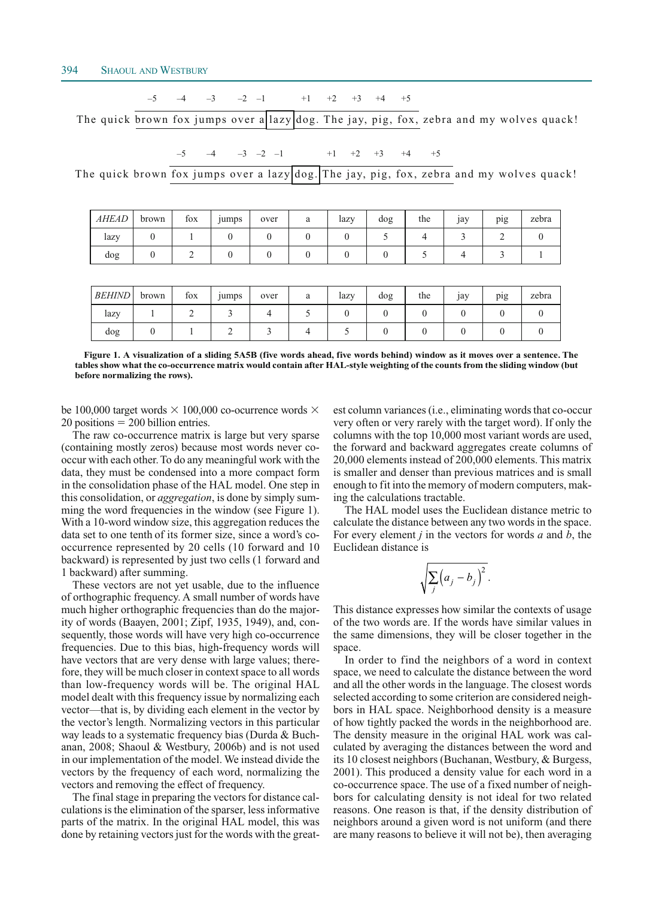−5 −4 −3 −2 −1 +1 +2 +3 +4 +5

The quick brown fox jumps over a lazy dog. The jay, pig, fox, zebra and my wolves quack!

−5 −4 −3 −2 −1 +1 +2 +3 +4 +5

The quick brown fox jumps over a lazy dog. The jay, pig, fox, zebra and my wolves quack!

| *AHEAD* | brown | fox | jumps | over | a | lazy | dog | the | jay | pig | zebra |
|---|---|---|---|---|---|---|---|---|---|---|---|
| lazy | 0 | 1 | 0 | 0 | 0 | 0 | 5 | 4 | 3 | 2 | 0 |
| dog | 0 | 2 | 0 | 0 | 0 | 0 | 0 | 5 | 4 | 3 | 1 |

| *BEHIND* | brown | fox | jumps | over | a | lazy | dog | the | jay | pig | zebra |
|---|---|---|---|---|---|---|---|---|---|---|---|
| lazy | 1 | 2 | 3 | 4 | 5 | 0 | 0 | 0 | 0 | 0 | 0 |
| dog | 0 | 1 | 2 | 3 | 4 | 5 | 0 | 0 | 0 | 0 | 0 |

**Figure 1. A visualization of a sliding 5A5B (five words ahead, five words behind) window as it moves over a sentence. The tables show what the co-occurrence matrix would contain after HAL-style weighting of the counts from the sliding window (but before normalizing the rows).**

be 100,000 target words × 100,000 co-ocurrence words × 20 positions = 200 billion entries.

The raw co-occurrence matrix is large but very sparse (containing mostly zeros) because most words never co-occur with each other. To do any meaningful work with the data, they must be condensed into a more compact form in the consolidation phase of the HAL model. One step in this consolidation, or *aggregation*, is done by simply summing the word frequencies in the window (see Figure 1). With a 10-word window size, this aggregation reduces the data set to one tenth of its former size, since a word's co-occurrence represented by 20 cells (10 forward and 10 backward) is represented by just two cells (1 forward and 1 backward) after summing.

These vectors are not yet usable, due to the influence of orthographic frequency. A small number of words have much higher orthographic frequencies than do the majority of words (Baayen, 2001; Zipf, 1935, 1949), and, consequently, those words will have very high co-occurrence frequencies. Due to this bias, high-frequency words will have vectors that are very dense with large values; therefore, they will be much closer in context space to all words than low-frequency words will be. The original HAL model dealt with this frequency issue by normalizing each vector—that is, by dividing each element in the vector by the vector's length. Normalizing vectors in this particular way leads to a systematic frequency bias (Durda & Buchanan, 2008; Shaoul & Westbury, 2006b) and is not used in our implementation of the model. We instead divide the vectors by the frequency of each word, normalizing the vectors and removing the effect of frequency.

The final stage in preparing the vectors for distance calculations is the elimination of the sparser, less informative parts of the matrix. In the original HAL model, this was done by retaining vectors just for the words with the greatest column variances (i.e., eliminating words that co-occur very often or very rarely with the target word). If only the columns with the top 10,000 most variant words are used, the forward and backward aggregates create columns of 20,000 elements instead of 200,000 elements. This matrix is smaller and denser than previous matrices and is small enough to fit into the memory of modern computers, making the calculations tractable.

The HAL model uses the Euclidean distance metric to calculate the distance between any two words in the space. For every element $j$ in the vectors for words $a$ and $b$, the Euclidean distance is

$$\sqrt{\sum_j \left(a_j - b_j\right)^2}.$$

This distance expresses how similar the contexts of usage of the two words are. If the words have similar values in the same dimensions, they will be closer together in the space.

In order to find the neighbors of a word in context space, we need to calculate the distance between the word and all the other words in the language. The closest words selected according to some criterion are considered neighbors in HAL space. Neighborhood density is a measure of how tightly packed the words in the neighborhood are. The density measure in the original HAL work was calculated by averaging the distances between the word and its 10 closest neighbors (Buchanan, Westbury, & Burgess, 2001). This produced a density value for each word in a co-occurrence space. The use of a fixed number of neighbors for calculating density is not ideal for two related reasons. One reason is that, if the density distribution of neighbors around a given word is not uniform (and there are many reasons to believe it will not be), then averaging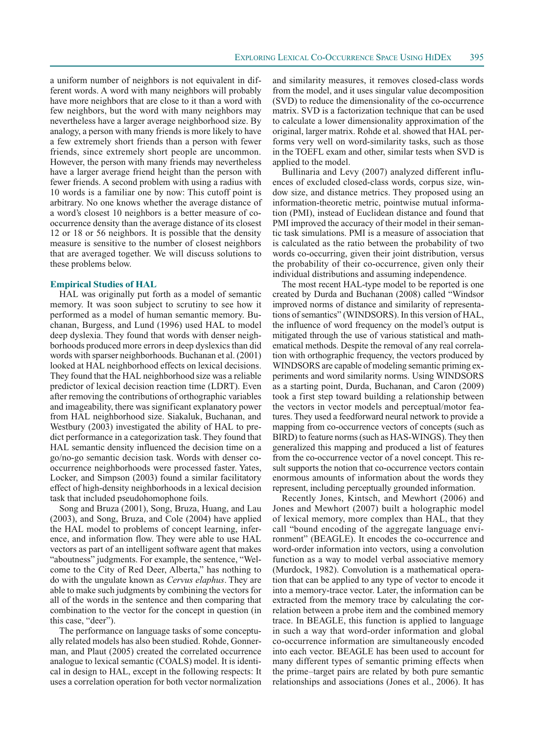a uniform number of neighbors is not equivalent in different words. A word with many neighbors will probably have more neighbors that are close to it than a word with few neighbors, but the word with many neighbors may nevertheless have a larger average neighborhood size. By analogy, a person with many friends is more likely to have a few extremely short friends than a person with fewer friends, since extremely short people are uncommon. However, the person with many friends may nevertheless have a larger average friend height than the person with fewer friends. A second problem with using a radius with 10 words is a familiar one by now: This cutoff point is arbitrary. No one knows whether the average distance of a word's closest 10 neighbors is a better measure of co-occurrence density than the average distance of its closest 12 or 18 or 56 neighbors. It is possible that the density measure is sensitive to the number of closest neighbors that are averaged together. We will discuss solutions to these problems below.

### Empirical Studies of HAL

HAL was originally put forth as a model of semantic memory. It was soon subject to scrutiny to see how it performed as a model of human semantic memory. Buchanan, Burgess, and Lund (1996) used HAL to model deep dyslexia. They found that words with denser neighborhoods produced more errors in deep dyslexics than did words with sparser neighborhoods. Buchanan et al. (2001) looked at HAL neighborhood effects on lexical decisions. They found that the HAL neighborhood size was a reliable predictor of lexical decision reaction time (LDRT). Even after removing the contributions of orthographic variables and imageability, there was significant explanatory power from HAL neighborhood size. Siakaluk, Buchanan, and Westbury (2003) investigated the ability of HAL to predict performance in a categorization task. They found that HAL semantic density influenced the decision time on a go/no-go semantic decision task. Words with denser co-occurrence neighborhoods were processed faster. Yates, Locker, and Simpson (2003) found a similar facilitatory effect of high-density neighborhoods in a lexical decision task that included pseudohomophone foils.

Song and Bruza (2001), Song, Bruza, Huang, and Lau (2003), and Song, Bruza, and Cole (2004) have applied the HAL model to problems of concept learning, inference, and information flow. They were able to use HAL vectors as part of an intelligent software agent that makes "aboutness" judgments. For example, the sentence, "Welcome to the City of Red Deer, Alberta," has nothing to do with the ungulate known as *Cervus elaphus*. They are able to make such judgments by combining the vectors for all of the words in the sentence and then comparing that combination to the vector for the concept in question (in this case, "deer").

The performance on language tasks of some conceptually related models has also been studied. Rohde, Gonnerman, and Plaut (2005) created the correlated occurrence analogue to lexical semantic (COALS) model. It is identical in design to HAL, except in the following respects: It uses a correlation operation for both vector normalization and similarity measures, it removes closed-class words from the model, and it uses singular value decomposition (SVD) to reduce the dimensionality of the co-occurrence matrix. SVD is a factorization technique that can be used to calculate a lower dimensionality approximation of the original, larger matrix. Rohde et al. showed that HAL performs very well on word-similarity tasks, such as those in the TOEFL exam and other, similar tests when SVD is applied to the model.

Bullinaria and Levy (2007) analyzed different influences of excluded closed-class words, corpus size, window size, and distance metrics. They proposed using an information-theoretic metric, pointwise mutual information (PMI), instead of Euclidean distance and found that PMI improved the accuracy of their model in their semantic task simulations. PMI is a measure of association that is calculated as the ratio between the probability of two words co-occurring, given their joint distribution, versus the probability of their co-occurrence, given only their individual distributions and assuming independence.

The most recent HAL-type model to be reported is one created by Durda and Buchanan (2008) called "Windsor improved norms of distance and similarity of representations of semantics" (WINDSORS). In this version of HAL, the influence of word frequency on the model's output is mitigated through the use of various statistical and mathematical methods. Despite the removal of any real correlation with orthographic frequency, the vectors produced by WINDSORS are capable of modeling semantic priming experiments and word similarity norms. Using WINDSORS as a starting point, Durda, Buchanan, and Caron (2009) took a first step toward building a relationship between the vectors in vector models and perceptual/motor features. They used a feedforward neural network to provide a mapping from co-occurrence vectors of concepts (such as BIRD) to feature norms (such as HAS-WINGS). They then generalized this mapping and produced a list of features from the co-occurrence vector of a novel concept. This result supports the notion that co-occurrence vectors contain enormous amounts of information about the words they represent, including perceptually grounded information.

Recently Jones, Kintsch, and Mewhort (2006) and Jones and Mewhort (2007) built a holographic model of lexical memory, more complex than HAL, that they call "bound encoding of the aggregate language environment" (BEAGLE). It encodes the co-occurrence and word-order information into vectors, using a convolution function as a way to model verbal associative memory (Murdock, 1982). Convolution is a mathematical operation that can be applied to any type of vector to encode it into a memory-trace vector. Later, the information can be extracted from the memory trace by calculating the correlation between a probe item and the combined memory trace. In BEAGLE, this function is applied to language in such a way that word-order information and global co-occurrence information are simultaneously encoded into each vector. BEAGLE has been used to account for many different types of semantic priming effects when the prime–target pairs are related by both pure semantic relationships and associations (Jones et al., 2006). It has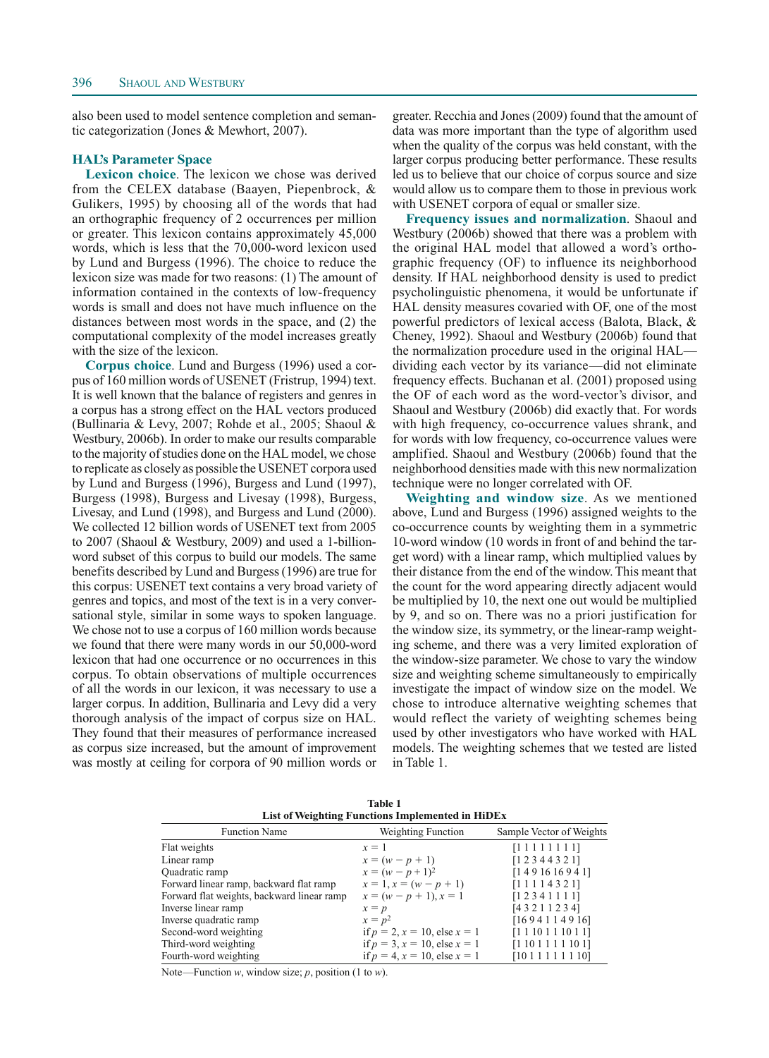also been used to model sentence completion and semantic categorization (Jones & Mewhort, 2007).

## HAL's Parameter Space

**Lexicon choice**. The lexicon we chose was derived from the CELEX database (Baayen, Piepenbrock, & Gulikers, 1995) by choosing all of the words that had an orthographic frequency of 2 occurrences per million or greater. This lexicon contains approximately 45,000 words, which is less that the 70,000-word lexicon used by Lund and Burgess (1996). The choice to reduce the lexicon size was made for two reasons: (1) The amount of information contained in the contexts of low-frequency words is small and does not have much influence on the distances between most words in the space, and (2) the computational complexity of the model increases greatly with the size of the lexicon.

**Corpus choice**. Lund and Burgess (1996) used a corpus of 160 million words of USENET (Fristrup, 1994) text. It is well known that the balance of registers and genres in a corpus has a strong effect on the HAL vectors produced (Bullinaria & Levy, 2007; Rohde et al., 2005; Shaoul & Westbury, 2006b). In order to make our results comparable to the majority of studies done on the HAL model, we chose to replicate as closely as possible the USENET corpora used by Lund and Burgess (1996), Burgess and Lund (1997), Burgess (1998), Burgess and Livesay (1998), Burgess, Livesay, and Lund (1998), and Burgess and Lund (2000). We collected 12 billion words of USENET text from 2005 to 2007 (Shaoul & Westbury, 2009) and used a 1-billion-word subset of this corpus to build our models. The same benefits described by Lund and Burgess (1996) are true for this corpus: USENET text contains a very broad variety of genres and topics, and most of the text is in a very conversational style, similar in some ways to spoken language. We chose not to use a corpus of 160 million words because we found that there were many words in our 50,000-word lexicon that had one occurrence or no occurrences in this corpus. To obtain observations of multiple occurrences of all the words in our lexicon, it was necessary to use a larger corpus. In addition, Bullinaria and Levy did a very thorough analysis of the impact of corpus size on HAL. They found that their measures of performance increased as corpus size increased, but the amount of improvement was mostly at ceiling for corpora of 90 million words or greater. Recchia and Jones (2009) found that the amount of data was more important than the type of algorithm used when the quality of the corpus was held constant, with the larger corpus producing better performance. These results led us to believe that our choice of corpus source and size would allow us to compare them to those in previous work with USENET corpora of equal or smaller size.

**Frequency issues and normalization**. Shaoul and Westbury (2006b) showed that there was a problem with the original HAL model that allowed a word's orthographic frequency (OF) to influence its neighborhood density. If HAL neighborhood density is used to predict psycholinguistic phenomena, it would be unfortunate if HAL density measures covaried with OF, one of the most powerful predictors of lexical access (Balota, Black, & Cheney, 1992). Shaoul and Westbury (2006b) found that the normalization procedure used in the original HAL—dividing each vector by its variance—did not eliminate frequency effects. Buchanan et al. (2001) proposed using the OF of each word as the word-vector's divisor, and Shaoul and Westbury (2006b) did exactly that. For words with high frequency, co-occurrence values shrank, and for words with low frequency, co-occurrence values were amplified. Shaoul and Westbury (2006b) found that the neighborhood densities made with this new normalization technique were no longer correlated with OF.

**Weighting and window size**. As we mentioned above, Lund and Burgess (1996) assigned weights to the co-occurrence counts by weighting them in a symmetric 10-word window (10 words in front of and behind the target word) with a linear ramp, which multiplied values by their distance from the end of the window. This meant that the count for the word appearing directly adjacent would be multiplied by 10, the next one out would be multiplied by 9, and so on. There was no a priori justification for the window size, its symmetry, or the linear-ramp weighting scheme, and there was a very limited exploration of the window-size parameter. We chose to vary the window size and weighting scheme simultaneously to empirically investigate the impact of window size on the model. We chose to introduce alternative weighting schemes that would reflect the variety of weighting schemes being used by other investigators who have worked with HAL models. The weighting schemes that we tested are listed in Table 1.

**Table 1**
**List of Weighting Functions Implemented in HiDEx**

| Function Name | Weighting Function | Sample Vector of Weights |
|---|---|---|
| Flat weights | $x = 1$ | [1 1 1 1 1 1 1 1] |
| Linear ramp | $x = (w - p + 1)$ | [1 2 3 4 4 3 2 1] |
| Quadratic ramp | $x = (w - p + 1)^2$ | [1 4 9 16 16 9 4 1] |
| Forward linear ramp, backward flat ramp | $x = 1, x = (w - p + 1)$ | [1 1 1 1 4 3 2 1] |
| Forward flat weights, backward linear ramp | $x = (w - p + 1), x = 1$ | [1 2 3 4 1 1 1 1] |
| Inverse linear ramp | $x = p$ | [4 3 2 1 1 2 3 4] |
| Inverse quadratic ramp | $x = p^2$ | [16 9 4 1 1 4 9 16] |
| Second-word weighting | if $p = 2, x = 10$, else $x = 1$ | [1 1 10 1 1 10 1 1] |
| Third-word weighting | if $p = 3, x = 10$, else $x = 1$ | [1 10 1 1 1 1 10 1] |
| Fourth-word weighting | if $p = 4, x = 10$, else $x = 1$ | [10 1 1 1 1 1 1 10] |

Note—Function $w$, window size; $p$, position (1 to $w$).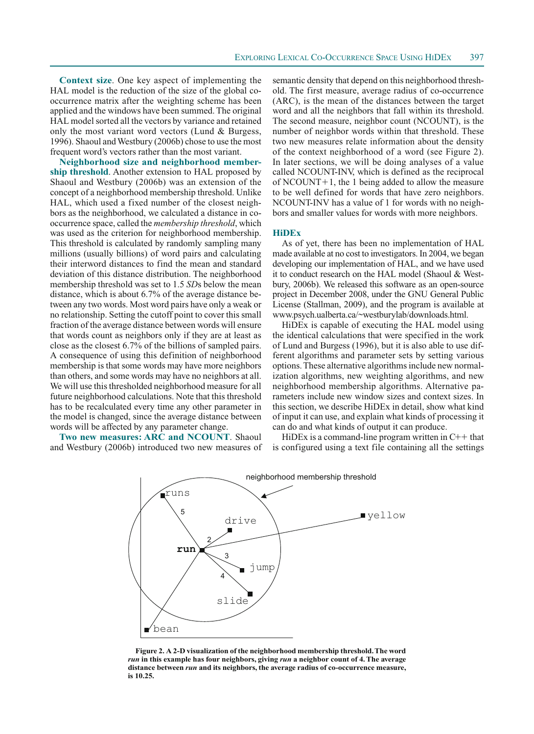**Context size**. One key aspect of implementing the HAL model is the reduction of the size of the global co-occurrence matrix after the weighting scheme has been applied and the windows have been summed. The original HAL model sorted all the vectors by variance and retained only the most variant word vectors (Lund & Burgess, 1996). Shaoul and Westbury (2006b) chose to use the most frequent word's vectors rather than the most variant.

**Neighborhood size and neighborhood membership threshold**. Another extension to HAL proposed by Shaoul and Westbury (2006b) was an extension of the concept of a neighborhood membership threshold. Unlike HAL, which used a fixed number of the closest neighbors as the neighborhood, we calculated a distance in co-occurrence space, called the *membership threshold*, which was used as the criterion for neighborhood membership. This threshold is calculated by randomly sampling many millions (usually billions) of word pairs and calculating their interword distances to find the mean and standard deviation of this distance distribution. The neighborhood membership threshold was set to 1.5 *SD*s below the mean distance, which is about 6.7% of the average distance between any two words. Most word pairs have only a weak or no relationship. Setting the cutoff point to cover this small fraction of the average distance between words will ensure that words count as neighbors only if they are at least as close as the closest 6.7% of the billions of sampled pairs. A consequence of using this definition of neighborhood membership is that some words may have more neighbors than others, and some words may have no neighbors at all. We will use this thresholded neighborhood measure for all future neighborhood calculations. Note that this threshold has to be recalculated every time any other parameter in the model is changed, since the average distance between words will be affected by any parameter change.

**Two new measures: ARC and NCOUNT**. Shaoul and Westbury (2006b) introduced two new measures of semantic density that depend on this neighborhood threshold. The first measure, average radius of co-occurrence (ARC), is the mean of the distances between the target word and all the neighbors that fall within its threshold. The second measure, neighbor count (NCOUNT), is the number of neighbor words within that threshold. These two new measures relate information about the density of the context neighborhood of a word (see Figure 2). In later sections, we will be doing analyses of a value called NCOUNT-INV, which is defined as the reciprocal of NCOUNT+1, the 1 being added to allow the measure to be well defined for words that have zero neighbors. NCOUNT-INV has a value of 1 for words with no neighbors and smaller values for words with more neighbors.

## HiDEx

As of yet, there has been no implementation of HAL made available at no cost to investigators. In 2004, we began developing our implementation of HAL, and we have used it to conduct research on the HAL model (Shaoul & Westbury, 2006b). We released this software as an open-source project in December 2008, under the GNU General Public License (Stallman, 2009), and the program is available at www.psych.ualberta.ca/~westburylab/downloads.html.

HiDEx is capable of executing the HAL model using the identical calculations that were specified in the work of Lund and Burgess (1996), but it is also able to use different algorithms and parameter sets by setting various options. These alternative algorithms include new normalization algorithms, new weighting algorithms, and new neighborhood membership algorithms. Alternative parameters include new window sizes and context sizes. In this section, we describe HiDEx in detail, show what kind of input it can use, and explain what kinds of processing it can do and what kinds of output it can produce.

HiDEx is a command-line program written in C++ that is configured using a text file containing all the settings

**Figure 2. A 2-D visualization of the neighborhood membership threshold. The word *run* in this example has four neighbors, giving *run* a neighbor count of 4. The average distance between *run* and its neighbors, the average radius of co-occurrence measure, is 10.25.**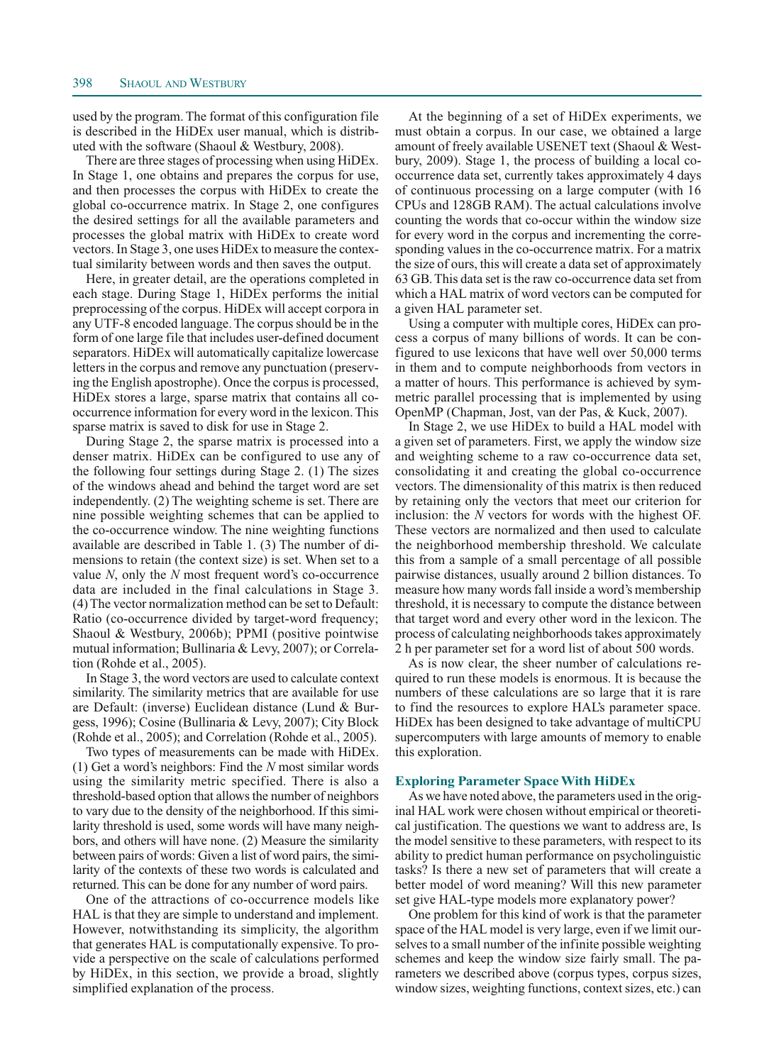used by the program. The format of this configuration file is described in the HiDEx user manual, which is distributed with the software (Shaoul & Westbury, 2008).

There are three stages of processing when using HiDEx. In Stage 1, one obtains and prepares the corpus for use, and then processes the corpus with HiDEx to create the global co-occurrence matrix. In Stage 2, one configures the desired settings for all the available parameters and processes the global matrix with HiDEx to create word vectors. In Stage 3, one uses HiDEx to measure the contextual similarity between words and then saves the output.

Here, in greater detail, are the operations completed in each stage. During Stage 1, HiDEx performs the initial preprocessing of the corpus. HiDEx will accept corpora in any UTF-8 encoded language. The corpus should be in the form of one large file that includes user-defined document separators. HiDEx will automatically capitalize lowercase letters in the corpus and remove any punctuation (preserving the English apostrophe). Once the corpus is processed, HiDEx stores a large, sparse matrix that contains all co-occurrence information for every word in the lexicon. This sparse matrix is saved to disk for use in Stage 2.

During Stage 2, the sparse matrix is processed into a denser matrix. HiDEx can be configured to use any of the following four settings during Stage 2. (1) The sizes of the windows ahead and behind the target word are set independently. (2) The weighting scheme is set. There are nine possible weighting schemes that can be applied to the co-occurrence window. The nine weighting functions available are described in Table 1. (3) The number of dimensions to retain (the context size) is set. When set to a value *N*, only the *N* most frequent word's co-occurrence data are included in the final calculations in Stage 3. (4) The vector normalization method can be set to Default: Ratio (co-occurrence divided by target-word frequency; Shaoul & Westbury, 2006b); PPMI (positive pointwise mutual information; Bullinaria & Levy, 2007); or Correlation (Rohde et al., 2005).

In Stage 3, the word vectors are used to calculate context similarity. The similarity metrics that are available for use are Default: (inverse) Euclidean distance (Lund & Burgess, 1996); Cosine (Bullinaria & Levy, 2007); City Block (Rohde et al., 2005); and Correlation (Rohde et al., 2005).

Two types of measurements can be made with HiDEx. (1) Get a word's neighbors: Find the *N* most similar words using the similarity metric specified. There is also a threshold-based option that allows the number of neighbors to vary due to the density of the neighborhood. If this similarity threshold is used, some words will have many neighbors, and others will have none. (2) Measure the similarity between pairs of words: Given a list of word pairs, the similarity of the contexts of these two words is calculated and returned. This can be done for any number of word pairs.

One of the attractions of co-occurrence models like HAL is that they are simple to understand and implement. However, notwithstanding its simplicity, the algorithm that generates HAL is computationally expensive. To provide a perspective on the scale of calculations performed by HiDEx, in this section, we provide a broad, slightly simplified explanation of the process.

At the beginning of a set of HiDEx experiments, we must obtain a corpus. In our case, we obtained a large amount of freely available USENET text (Shaoul & Westbury, 2009). Stage 1, the process of building a local co-occurrence data set, currently takes approximately 4 days of continuous processing on a large computer (with 16 CPUs and 128GB RAM). The actual calculations involve counting the words that co-occur within the window size for every word in the corpus and incrementing the corresponding values in the co-occurrence matrix. For a matrix the size of ours, this will create a data set of approximately 63 GB. This data set is the raw co-occurrence data set from which a HAL matrix of word vectors can be computed for a given HAL parameter set.

Using a computer with multiple cores, HiDEx can process a corpus of many billions of words. It can be configured to use lexicons that have well over 50,000 terms in them and to compute neighborhoods from vectors in a matter of hours. This performance is achieved by symmetric parallel processing that is implemented by using OpenMP (Chapman, Jost, van der Pas, & Kuck, 2007).

In Stage 2, we use HiDEx to build a HAL model with a given set of parameters. First, we apply the window size and weighting scheme to a raw co-occurrence data set, consolidating it and creating the global co-occurrence vectors. The dimensionality of this matrix is then reduced by retaining only the vectors that meet our criterion for inclusion: the *N* vectors for words with the highest OF. These vectors are normalized and then used to calculate the neighborhood membership threshold. We calculate this from a sample of a small percentage of all possible pairwise distances, usually around 2 billion distances. To measure how many words fall inside a word's membership threshold, it is necessary to compute the distance between that target word and every other word in the lexicon. The process of calculating neighborhoods takes approximately 2 h per parameter set for a word list of about 500 words.

As is now clear, the sheer number of calculations required to run these models is enormous. It is because the numbers of these calculations are so large that it is rare to find the resources to explore HAL's parameter space. HiDEx has been designed to take advantage of multiCPU supercomputers with large amounts of memory to enable this exploration.

## Exploring Parameter Space With HiDEx

As we have noted above, the parameters used in the original HAL work were chosen without empirical or theoretical justification. The questions we want to address are, Is the model sensitive to these parameters, with respect to its ability to predict human performance on psycholinguistic tasks? Is there a new set of parameters that will create a better model of word meaning? Will this new parameter set give HAL-type models more explanatory power?

One problem for this kind of work is that the parameter space of the HAL model is very large, even if we limit ourselves to a small number of the infinite possible weighting schemes and keep the window size fairly small. The parameters we described above (corpus types, corpus sizes, window sizes, weighting functions, context sizes, etc.) can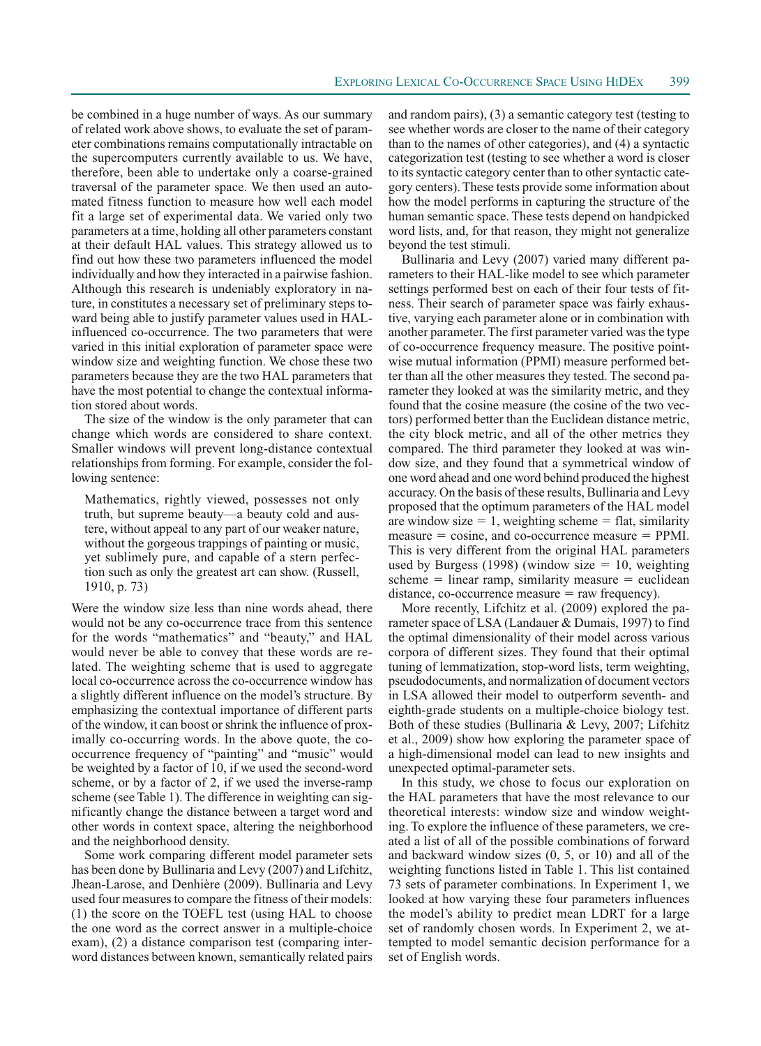be combined in a huge number of ways. As our summary of related work above shows, to evaluate the set of parameter combinations remains computationally intractable on the supercomputers currently available to us. We have, therefore, been able to undertake only a coarse-grained traversal of the parameter space. We then used an automated fitness function to measure how well each model fit a large set of experimental data. We varied only two parameters at a time, holding all other parameters constant at their default HAL values. This strategy allowed us to find out how these two parameters influenced the model individually and how they interacted in a pairwise fashion. Although this research is undeniably exploratory in nature, in constitutes a necessary set of preliminary steps toward being able to justify parameter values used in HAL-influenced co-occurrence. The two parameters that were varied in this initial exploration of parameter space were window size and weighting function. We chose these two parameters because they are the two HAL parameters that have the most potential to change the contextual information stored about words.

The size of the window is the only parameter that can change which words are considered to share context. Smaller windows will prevent long-distance contextual relationships from forming. For example, consider the following sentence:

> Mathematics, rightly viewed, possesses not only truth, but supreme beauty—a beauty cold and austere, without appeal to any part of our weaker nature, without the gorgeous trappings of painting or music, yet sublimely pure, and capable of a stern perfection such as only the greatest art can show. (Russell, 1910, p. 73)

Were the window size less than nine words ahead, there would not be any co-occurrence trace from this sentence for the words "mathematics" and "beauty," and HAL would never be able to convey that these words are related. The weighting scheme that is used to aggregate local co-occurrence across the co-occurrence window has a slightly different influence on the model's structure. By emphasizing the contextual importance of different parts of the window, it can boost or shrink the influence of proximally co-occurring words. In the above quote, the co-occurrence frequency of "painting" and "music" would be weighted by a factor of 10, if we used the second-word scheme, or by a factor of 2, if we used the inverse-ramp scheme (see Table 1). The difference in weighting can significantly change the distance between a target word and other words in context space, altering the neighborhood and the neighborhood density.

Some work comparing different model parameter sets has been done by Bullinaria and Levy (2007) and Lifchitz, Jhean-Larose, and Denhière (2009). Bullinaria and Levy used four measures to compare the fitness of their models: (1) the score on the TOEFL test (using HAL to choose the one word as the correct answer in a multiple-choice exam), (2) a distance comparison test (comparing inter-word distances between known, semantically related pairs and random pairs), (3) a semantic category test (testing to see whether words are closer to the name of their category than to the names of other categories), and (4) a syntactic categorization test (testing to see whether a word is closer to its syntactic category center than to other syntactic category centers). These tests provide some information about how the model performs in capturing the structure of the human semantic space. These tests depend on handpicked word lists, and, for that reason, they might not generalize beyond the test stimuli.

Bullinaria and Levy (2007) varied many different parameters to their HAL-like model to see which parameter settings performed best on each of their four tests of fitness. Their search of parameter space was fairly exhaustive, varying each parameter alone or in combination with another parameter. The first parameter varied was the type of co-occurrence frequency measure. The positive pointwise mutual information (PPMI) measure performed better than all the other measures they tested. The second parameter they looked at was the similarity metric, and they found that the cosine measure (the cosine of the two vectors) performed better than the Euclidean distance metric, the city block metric, and all of the other metrics they compared. The third parameter they looked at was window size, and they found that a symmetrical window of one word ahead and one word behind produced the highest accuracy. On the basis of these results, Bullinaria and Levy proposed that the optimum parameters of the HAL model are window size = 1, weighting scheme = flat, similarity measure = cosine, and co-occurrence measure = PPMI. This is very different from the original HAL parameters used by Burgess (1998) (window size = 10, weighting scheme = linear ramp, similarity measure = euclidean distance, co-occurrence measure = raw frequency).

More recently, Lifchitz et al. (2009) explored the parameter space of LSA (Landauer & Dumais, 1997) to find the optimal dimensionality of their model across various corpora of different sizes. They found that their optimal tuning of lemmatization, stop-word lists, term weighting, pseudodocuments, and normalization of document vectors in LSA allowed their model to outperform seventh- and eighth-grade students on a multiple-choice biology test. Both of these studies (Bullinaria & Levy, 2007; Lifchitz et al., 2009) show how exploring the parameter space of a high-dimensional model can lead to new insights and unexpected optimal-parameter sets.

In this study, we chose to focus our exploration on the HAL parameters that have the most relevance to our theoretical interests: window size and window weighting. To explore the influence of these parameters, we created a list of all of the possible combinations of forward and backward window sizes (0, 5, or 10) and all of the weighting functions listed in Table 1. This list contained 73 sets of parameter combinations. In Experiment 1, we looked at how varying these four parameters influences the model's ability to predict mean LDRT for a large set of randomly chosen words. In Experiment 2, we attempted to model semantic decision performance for a set of English words.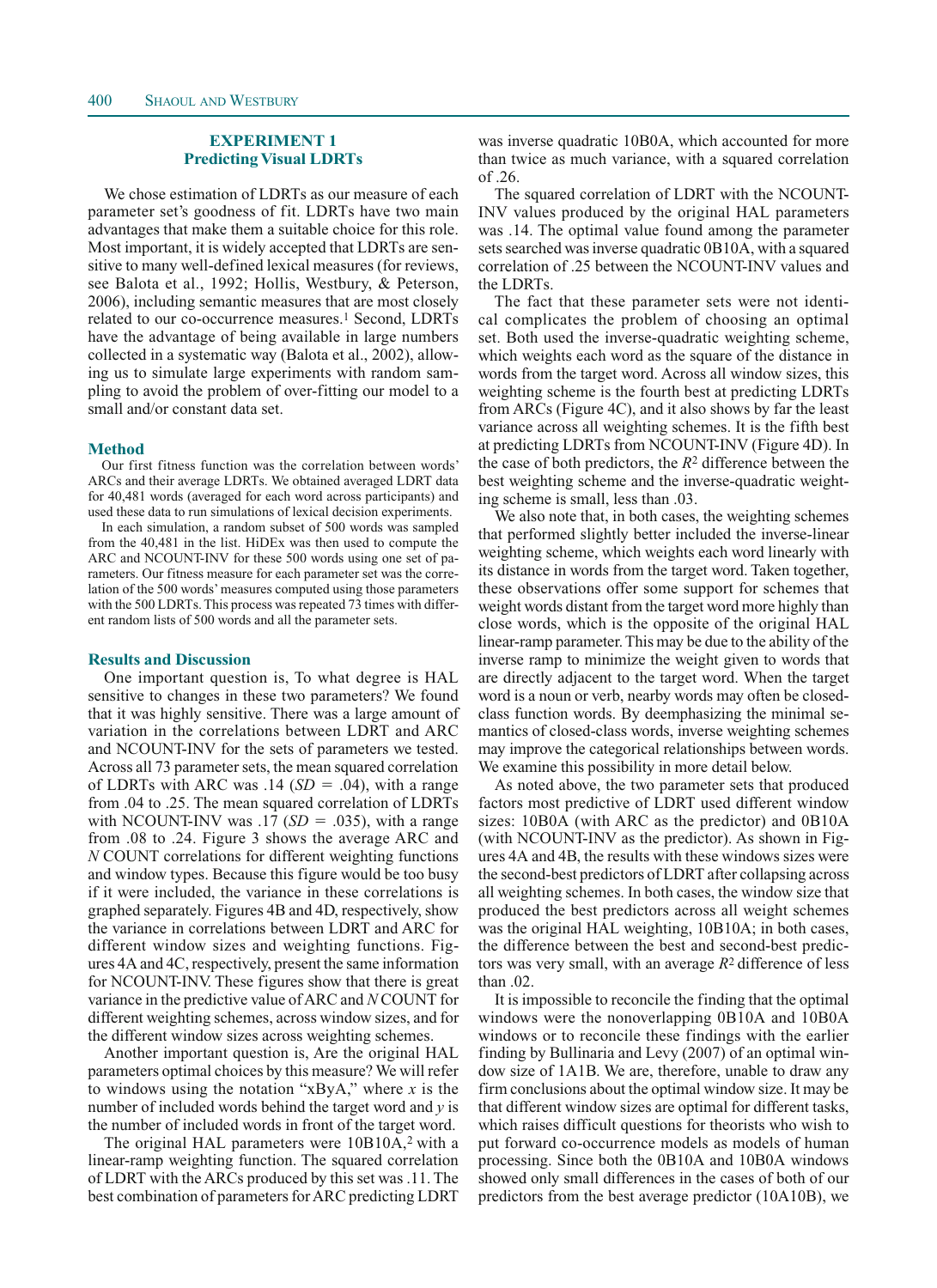## EXPERIMENT 1
## Predicting Visual LDRTs

We chose estimation of LDRTs as our measure of each parameter set's goodness of fit. LDRTs have two main advantages that make them a suitable choice for this role. Most important, it is widely accepted that LDRTs are sensitive to many well-defined lexical measures (for reviews, see Balota et al., 1992; Hollis, Westbury, & Peterson, 2006), including semantic measures that are most closely related to our co-occurrence measures.[1] Second, LDRTs have the advantage of being available in large numbers collected in a systematic way (Balota et al., 2002), allowing us to simulate large experiments with random sampling to avoid the problem of over-fitting our model to a small and/or constant data set.

### Method

Our first fitness function was the correlation between words' ARCs and their average LDRTs. We obtained averaged LDRT data for 40,481 words (averaged for each word across participants) and used these data to run simulations of lexical decision experiments.

In each simulation, a random subset of 500 words was sampled from the 40,481 in the list. HiDEx was then used to compute the ARC and NCOUNT-INV for these 500 words using one set of parameters. Our fitness measure for each parameter set was the correlation of the 500 words' measures computed using those parameters with the 500 LDRTs. This process was repeated 73 times with different random lists of 500 words and all the parameter sets.

### Results and Discussion

One important question is, To what degree is HAL sensitive to changes in these two parameters? We found that it was highly sensitive. There was a large amount of variation in the correlations between LDRT and ARC and NCOUNT-INV for the sets of parameters we tested. Across all 73 parameter sets, the mean squared correlation of LDRTs with ARC was .14 (*SD* = .04), with a range from .04 to .25. The mean squared correlation of LDRTs with NCOUNT-INV was .17 (*SD* = .035), with a range from .08 to .24. Figure 3 shows the average ARC and *N* COUNT correlations for different weighting functions and window types. Because this figure would be too busy if it were included, the variance in these correlations is graphed separately. Figures 4B and 4D, respectively, show the variance in correlations between LDRT and ARC for different window sizes and weighting functions. Figures 4A and 4C, respectively, present the same information for NCOUNT-INV. These figures show that there is great variance in the predictive value of ARC and *N* COUNT for different weighting schemes, across window sizes, and for the different window sizes across weighting schemes.

Another important question is, Are the original HAL parameters optimal choices by this measure? We will refer to windows using the notation "xByA," where $x$ is the number of included words behind the target word and $y$ is the number of included words in front of the target word.

The original HAL parameters were 10B10A,[2] with a linear-ramp weighting function. The squared correlation of LDRT with the ARCs produced by this set was .11. The best combination of parameters for ARC predicting LDRT was inverse quadratic 10B0A, which accounted for more than twice as much variance, with a squared correlation of .26.

The squared correlation of LDRT with the NCOUNT-INV values produced by the original HAL parameters was .14. The optimal value found among the parameter sets searched was inverse quadratic 0B10A, with a squared correlation of .25 between the NCOUNT-INV values and the LDRTs.

The fact that these parameter sets were not identical complicates the problem of choosing an optimal set. Both used the inverse-quadratic weighting scheme, which weights each word as the square of the distance in words from the target word. Across all window sizes, this weighting scheme is the fourth best at predicting LDRTs from ARCs (Figure 4C), and it also shows by far the least variance across all weighting schemes. It is the fifth best at predicting LDRTs from NCOUNT-INV (Figure 4D). In the case of both predictors, the $R^2$ difference between the best weighting scheme and the inverse-quadratic weighting scheme is small, less than .03.

We also note that, in both cases, the weighting schemes that performed slightly better included the inverse-linear weighting scheme, which weights each word linearly with its distance in words from the target word. Taken together, these observations offer some support for schemes that weight words distant from the target word more highly than close words, which is the opposite of the original HAL linear-ramp parameter. This may be due to the ability of the inverse ramp to minimize the weight given to words that are directly adjacent to the target word. When the target word is a noun or verb, nearby words may often be closed-class function words. By deemphasizing the minimal semantics of closed-class words, inverse weighting schemes may improve the categorical relationships between words. We examine this possibility in more detail below.

As noted above, the two parameter sets that produced factors most predictive of LDRT used different window sizes: 10B0A (with ARC as the predictor) and 0B10A (with NCOUNT-INV as the predictor). As shown in Figures 4A and 4B, the results with these windows sizes were the second-best predictors of LDRT after collapsing across all weighting schemes. In both cases, the window size that produced the best predictors across all weight schemes was the original HAL weighting, 10B10A; in both cases, the difference between the best and second-best predictors was very small, with an average $R^2$ difference of less than .02.

It is impossible to reconcile the finding that the optimal windows were the nonoverlapping 0B10A and 10B0A windows or to reconcile these findings with the earlier finding by Bullinaria and Levy (2007) of an optimal window size of 1A1B. We are, therefore, unable to draw any firm conclusions about the optimal window size. It may be that different window sizes are optimal for different tasks, which raises difficult questions for theorists who wish to put forward co-occurrence models as models of human processing. Since both the 0B10A and 10B0A windows showed only small differences in the cases of both of our predictors from the best average predictor (10A10B), we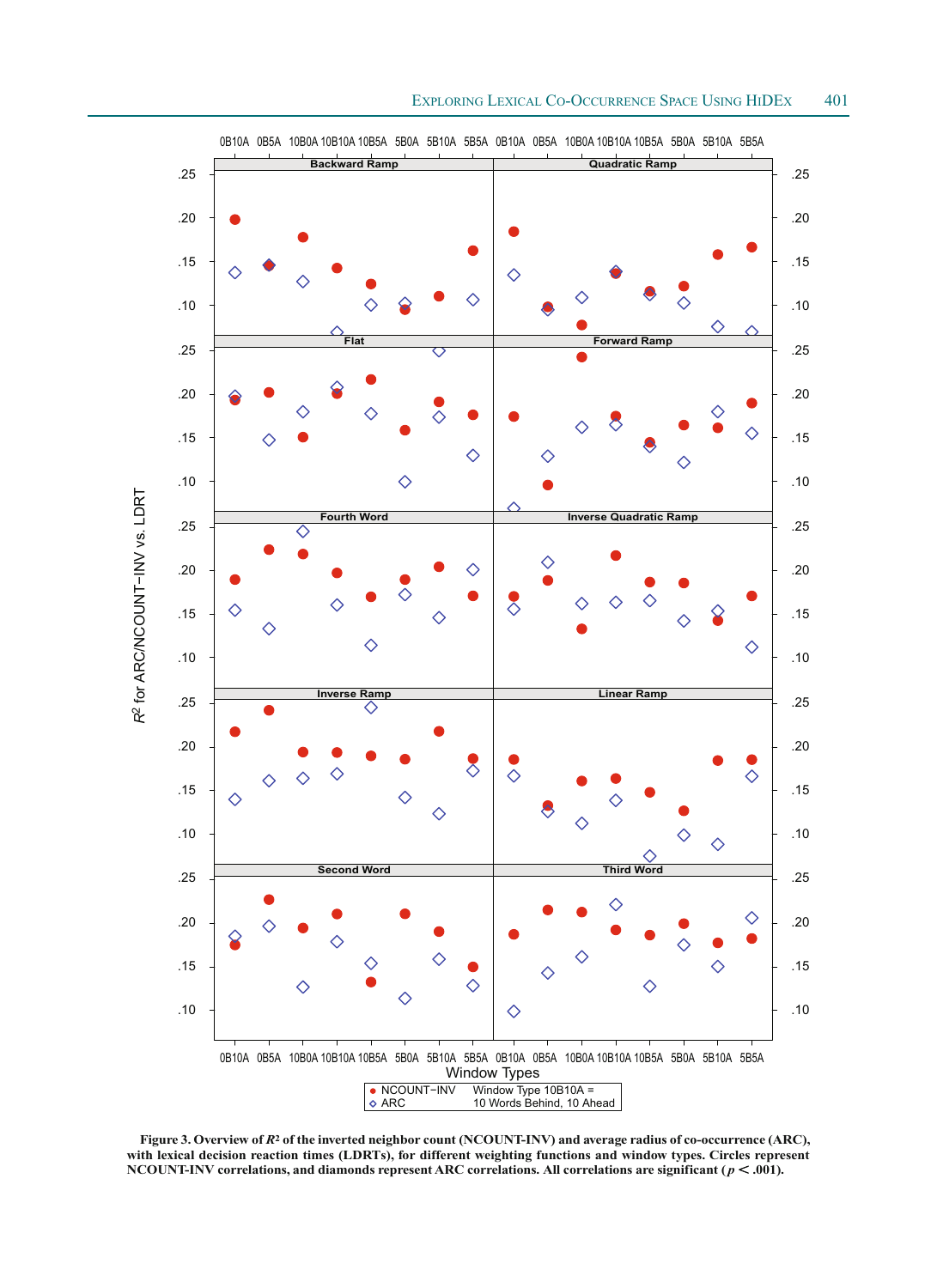**Figure 3. Overview of $R^2$ of the inverted neighbor count (NCOUNT-INV) and average radius of co-occurrence (ARC), with lexical decision reaction times (LDRTs), for different weighting functions and window types. Circles represent NCOUNT-INV correlations, and diamonds represent ARC correlations. All correlations are significant ($p < .001$).**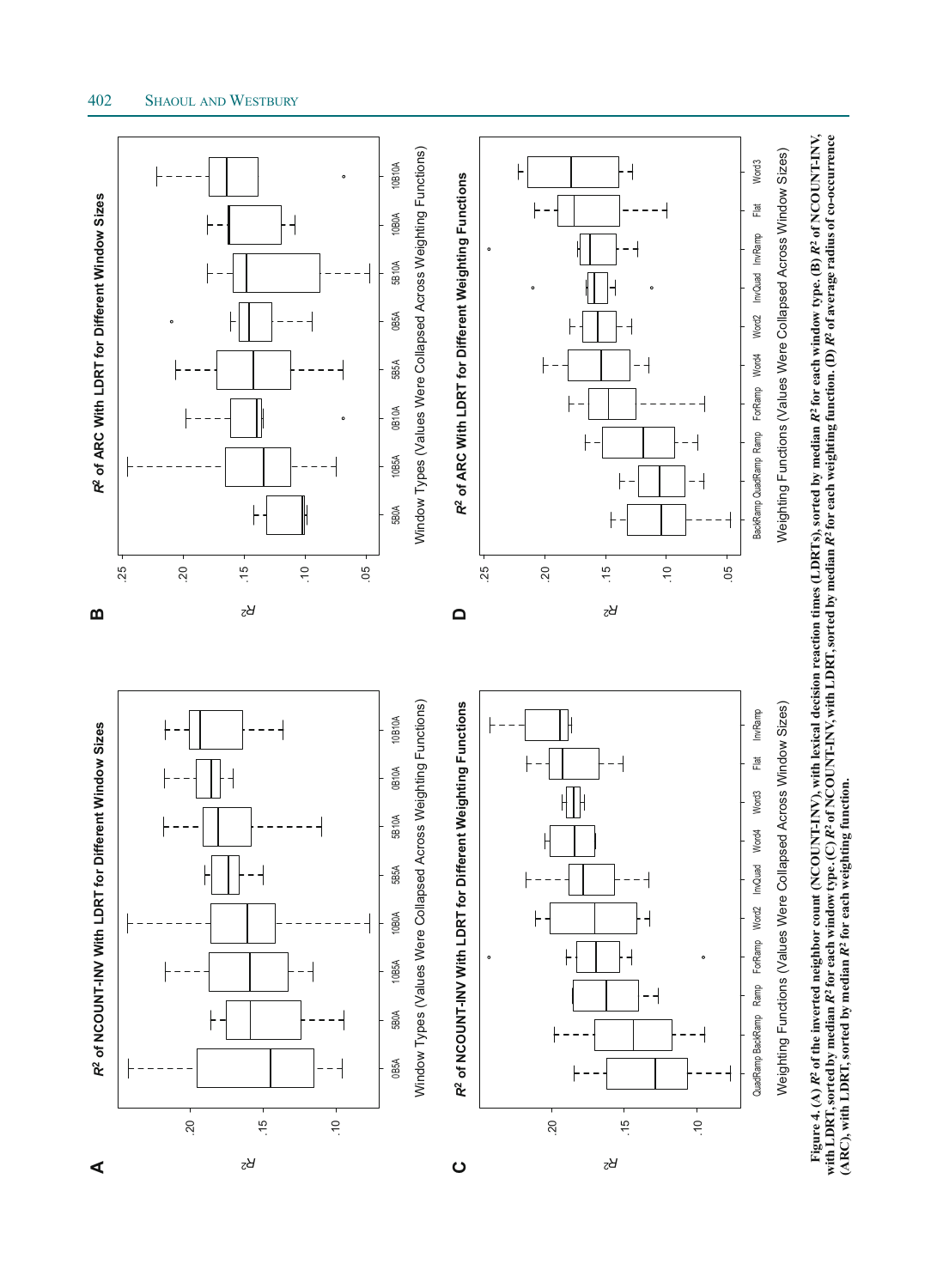**Figure 4.** (A) $R^2$ of the inverted neighbor count (NCOUNT-INV), with lexical decision reaction times (LDRTs), sorted by median $R^2$ for each window type. (B) $R^2$ of NCOUNT-INV, with LDRT, sorted by median $R^2$ for each window type. (C) $R^2$ of NCOUNT-INV, with LDRT, sorted by median $R^2$ for each weighting function. (D) $R^2$ of average radius of co-occurrence (ARC), with LDRT, sorted by median $R^2$ for each weighting function.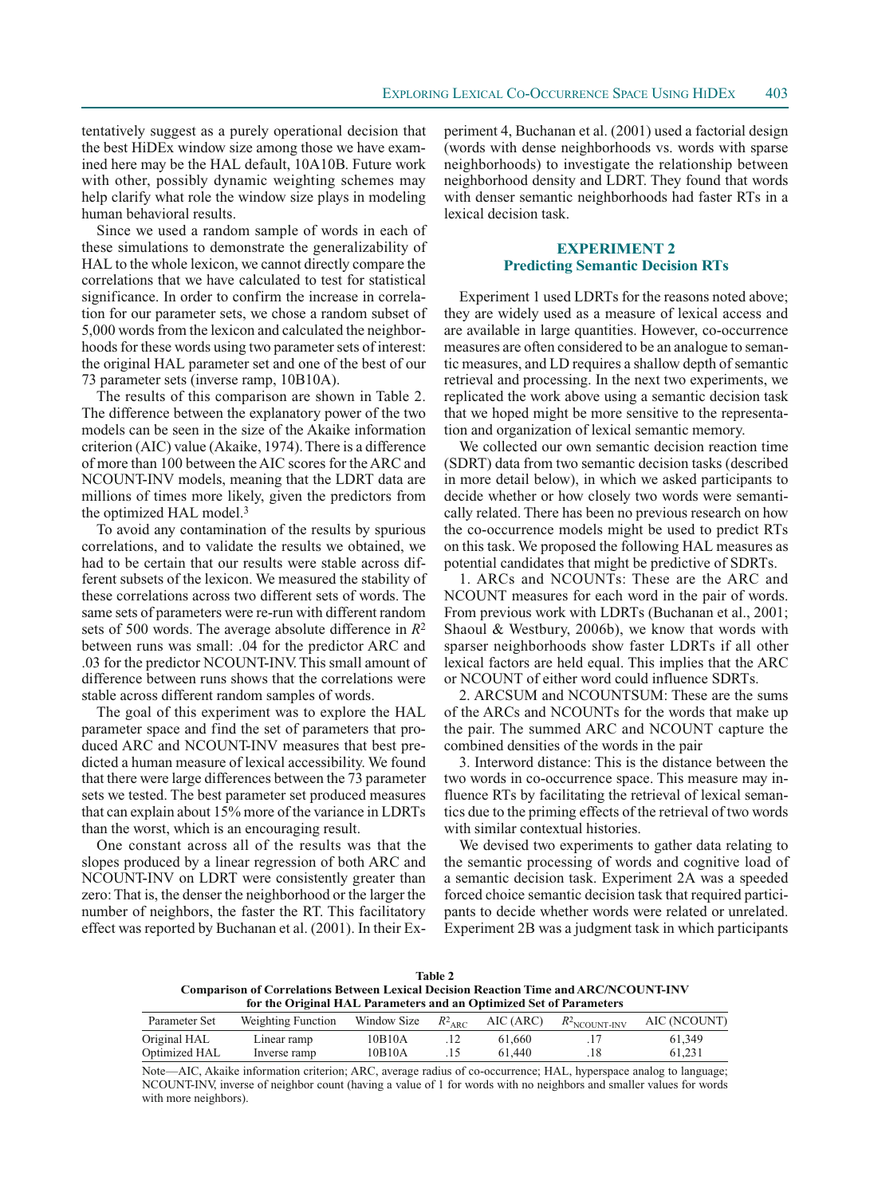tentatively suggest as a purely operational decision that the best HiDEx window size among those we have examined here may be the HAL default, 10A10B. Future work with other, possibly dynamic weighting schemes may help clarify what role the window size plays in modeling human behavioral results.

Since we used a random sample of words in each of these simulations to demonstrate the generalizability of HAL to the whole lexicon, we cannot directly compare the correlations that we have calculated to test for statistical significance. In order to confirm the increase in correlation for our parameter sets, we chose a random subset of 5,000 words from the lexicon and calculated the neighborhoods for these words using two parameter sets of interest: the original HAL parameter set and one of the best of our 73 parameter sets (inverse ramp, 10B10A).

The results of this comparison are shown in Table 2. The difference between the explanatory power of the two models can be seen in the size of the Akaike information criterion (AIC) value (Akaike, 1974). There is a difference of more than 100 between the AIC scores for the ARC and NCOUNT-INV models, meaning that the LDRT data are millions of times more likely, given the predictors from the optimized HAL model.[3]

To avoid any contamination of the results by spurious correlations, and to validate the results we obtained, we had to be certain that our results were stable across different subsets of the lexicon. We measured the stability of these correlations across two different sets of words. The same sets of parameters were re-run with different random sets of 500 words. The average absolute difference in $R^2$ between runs was small: .04 for the predictor ARC and .03 for the predictor NCOUNT-INV. This small amount of difference between runs shows that the correlations were stable across different random samples of words.

The goal of this experiment was to explore the HAL parameter space and find the set of parameters that produced ARC and NCOUNT-INV measures that best predicted a human measure of lexical accessibility. We found that there were large differences between the 73 parameter sets we tested. The best parameter set produced measures that can explain about 15% more of the variance in LDRTs than the worst, which is an encouraging result.

One constant across all of the results was that the slopes produced by a linear regression of both ARC and NCOUNT-INV on LDRT were consistently greater than zero: That is, the denser the neighborhood or the larger the number of neighbors, the faster the RT. This facilitatory effect was reported by Buchanan et al. (2001). In their Experiment 4, Buchanan et al. (2001) used a factorial design (words with dense neighborhoods vs. words with sparse neighborhoods) to investigate the relationship between neighborhood density and LDRT. They found that words with denser semantic neighborhoods had faster RTs in a lexical decision task.

## EXPERIMENT 2
## Predicting Semantic Decision RTs

Experiment 1 used LDRTs for the reasons noted above; they are widely used as a measure of lexical access and are available in large quantities. However, co-occurrence measures are often considered to be an analogue to semantic measures, and LD requires a shallow depth of semantic retrieval and processing. In the next two experiments, we replicated the work above using a semantic decision task that we hoped might be more sensitive to the representation and organization of lexical semantic memory.

We collected our own semantic decision reaction time (SDRT) data from two semantic decision tasks (described in more detail below), in which we asked participants to decide whether or how closely two words were semantically related. There has been no previous research on how the co-occurrence models might be used to predict RTs on this task. We proposed the following HAL measures as potential candidates that might be predictive of SDRTs.

1. ARCs and NCOUNTs: These are the ARC and NCOUNT measures for each word in the pair of words. From previous work with LDRTs (Buchanan et al., 2001; Shaoul & Westbury, 2006b), we know that words with sparser neighborhoods show faster LDRTs if all other lexical factors are held equal. This implies that the ARC or NCOUNT of either word could influence SDRTs.

2. ARCSUM and NCOUNTSUM: These are the sums of the ARCs and NCOUNTs for the words that make up the pair. The summed ARC and NCOUNT capture the combined densities of the words in the pair

3. Interword distance: This is the distance between the two words in co-occurrence space. This measure may influence RTs by facilitating the retrieval of lexical semantics due to the priming effects of the retrieval of two words with similar contextual histories.

We devised two experiments to gather data relating to the semantic processing of words and cognitive load of a semantic decision task. Experiment 2A was a speeded forced choice semantic decision task that required participants to decide whether words were related or unrelated. Experiment 2B was a judgment task in which participants

**Table 2**
**Comparison of Correlations Between Lexical Decision Reaction Time and ARC/NCOUNT-INV for the Original HAL Parameters and an Optimized Set of Parameters**

| Parameter Set | Weighting Function | Window Size | $R^2_{ARC}$ | AIC (ARC) | $R^2_{NCOUNT\text{-}INV}$ | AIC (NCOUNT) |
|---|---|---|---|---|---|---|
| Original HAL | Linear ramp | 10B10A | .12 | 61,660 | .17 | 61,349 |
| Optimized HAL | Inverse ramp | 10B10A | .15 | 61,440 | .18 | 61,231 |

Note—AIC, Akaike information criterion; ARC, average radius of co-occurrence; HAL, hyperspace analog to language; NCOUNT-INV, inverse of neighbor count (having a value of 1 for words with no neighbors and smaller values for words with more neighbors).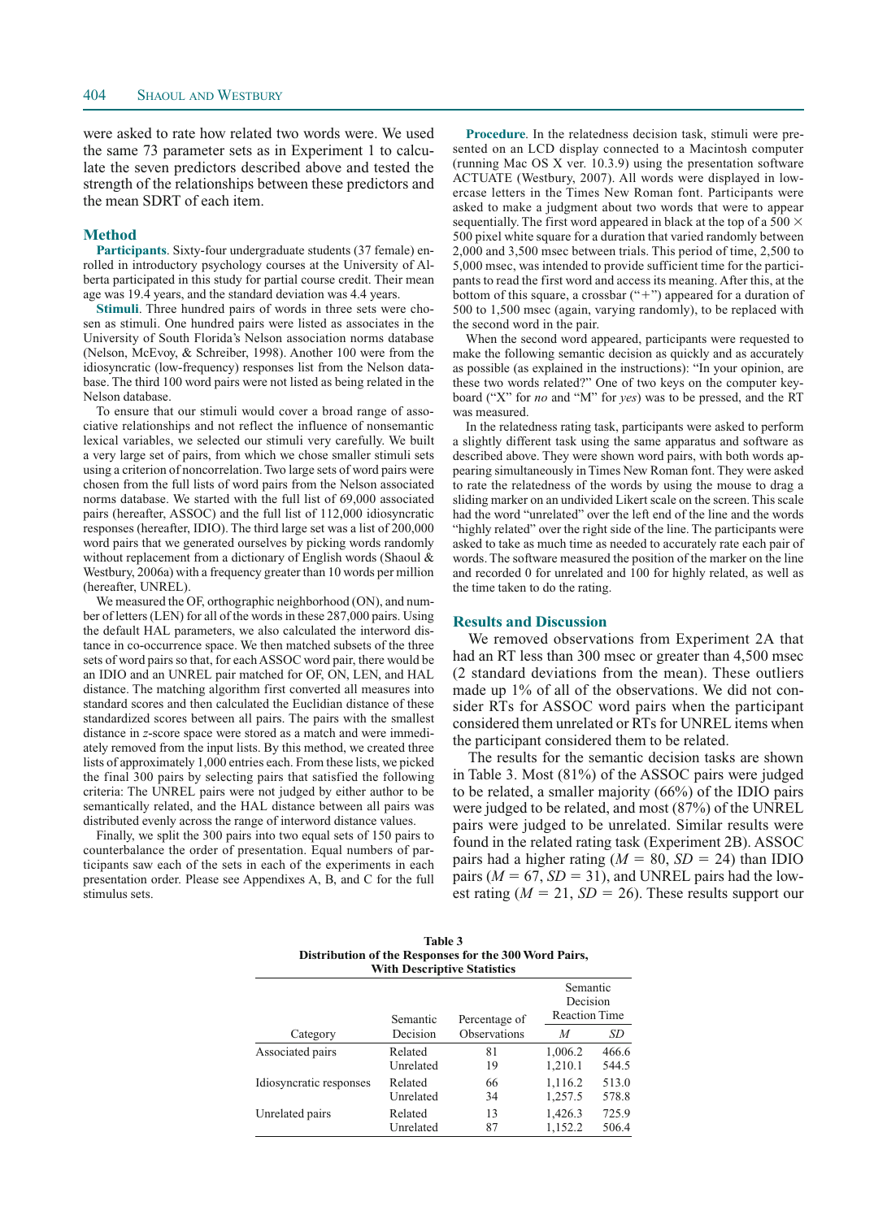were asked to rate how related two words were. We used the same 73 parameter sets as in Experiment 1 to calculate the seven predictors described above and tested the strength of the relationships between these predictors and the mean SDRT of each item.

## Method

**Participants**. Sixty-four undergraduate students (37 female) enrolled in introductory psychology courses at the University of Alberta participated in this study for partial course credit. Their mean age was 19.4 years, and the standard deviation was 4.4 years.

**Stimuli**. Three hundred pairs of words in three sets were chosen as stimuli. One hundred pairs were listed as associates in the University of South Florida's Nelson association norms database (Nelson, McEvoy, & Schreiber, 1998). Another 100 were from the idiosyncratic (low-frequency) responses list from the Nelson database. The third 100 word pairs were not listed as being related in the Nelson database.

To ensure that our stimuli would cover a broad range of associative relationships and not reflect the influence of nonsemantic lexical variables, we selected our stimuli very carefully. We built a very large set of pairs, from which we chose smaller stimuli sets using a criterion of noncorrelation. Two large sets of word pairs were chosen from the full lists of word pairs from the Nelson associated norms database. We started with the full list of 69,000 associated pairs (hereafter, ASSOC) and the full list of 112,000 idiosyncratic responses (hereafter, IDIO). The third large set was a list of 200,000 word pairs that we generated ourselves by picking words randomly without replacement from a dictionary of English words (Shaoul & Westbury, 2006a) with a frequency greater than 10 words per million (hereafter, UNREL).

We measured the OF, orthographic neighborhood (ON), and number of letters (LEN) for all of the words in these 287,000 pairs. Using the default HAL parameters, we also calculated the interword distance in co-occurrence space. We then matched subsets of the three sets of word pairs so that, for each ASSOC word pair, there would be an IDIO and an UNREL pair matched for OF, ON, LEN, and HAL distance. The matching algorithm first converted all measures into standard scores and then calculated the Euclidian distance of these standardized scores between all pairs. The pairs with the smallest distance in *z*-score space were stored as a match and were immediately removed from the input lists. By this method, we created three lists of approximately 1,000 entries each. From these lists, we picked the final 300 pairs by selecting pairs that satisfied the following criteria: The UNREL pairs were not judged by either author to be semantically related, and the HAL distance between all pairs was distributed evenly across the range of interword distance values.

Finally, we split the 300 pairs into two equal sets of 150 pairs to counterbalance the order of presentation. Equal numbers of participants saw each of the sets in each of the experiments in each presentation order. Please see Appendixes A, B, and C for the full stimulus sets.

**Procedure**. In the relatedness decision task, stimuli were presented on an LCD display connected to a Macintosh computer (running Mac OS X ver. 10.3.9) using the presentation software ACTUATE (Westbury, 2007). All words were displayed in lowercase letters in the Times New Roman font. Participants were asked to make a judgment about two words that were to appear sequentially. The first word appeared in black at the top of a 500 × 500 pixel white square for a duration that varied randomly between 2,000 and 3,500 msec between trials. This period of time, 2,500 to 5,000 msec, was intended to provide sufficient time for the participants to read the first word and access its meaning. After this, at the bottom of this square, a crossbar ("+") appeared for a duration of 500 to 1,500 msec (again, varying randomly), to be replaced with the second word in the pair.

When the second word appeared, participants were requested to make the following semantic decision as quickly and as accurately as possible (as explained in the instructions): "In your opinion, are these two words related?" One of two keys on the computer keyboard ("X" for *no* and "M" for *yes*) was to be pressed, and the RT was measured.

In the relatedness rating task, participants were asked to perform a slightly different task using the same apparatus and software as described above. They were shown word pairs, with both words appearing simultaneously in Times New Roman font. They were asked to rate the relatedness of the words by using the mouse to drag a sliding marker on an undivided Likert scale on the screen. This scale had the word "unrelated" over the left end of the line and the words "highly related" over the right side of the line. The participants were asked to take as much time as needed to accurately rate each pair of words. The software measured the position of the marker on the line and recorded 0 for unrelated and 100 for highly related, as well as the time taken to do the rating.

## Results and Discussion

We removed observations from Experiment 2A that had an RT less than 300 msec or greater than 4,500 msec (2 standard deviations from the mean). These outliers made up 1% of all of the observations. We did not consider RTs for ASSOC word pairs when the participant considered them unrelated or RTs for UNREL items when the participant considered them to be related.

The results for the semantic decision tasks are shown in Table 3. Most (81%) of the ASSOC pairs were judged to be related, a smaller majority (66%) of the IDIO pairs were judged to be related, and most (87%) of the UNREL pairs were judged to be unrelated. Similar results were found in the related rating task (Experiment 2B). ASSOC pairs had a higher rating ($M = 80$, $SD = 24$) than IDIO pairs ($M = 67$, $SD = 31$), and UNREL pairs had the lowest rating ($M = 21$, $SD = 26$). These results support our

**Table 3**
**Distribution of the Responses for the 300 Word Pairs, With Descriptive Statistics**

| Category | Semantic Decision | Percentage of Observations | Semantic Decision Reaction Time *M* | *SD* |
|---|---|---|---|---|
| Associated pairs | Related | 81 | 1,006.2 | 466.6 |
| | Unrelated | 19 | 1,210.1 | 544.5 |
| Idiosyncratic responses | Related | 66 | 1,116.2 | 513.0 |
| | Unrelated | 34 | 1,257.5 | 578.8 |
| Unrelated pairs | Related | 13 | 1,426.3 | 725.9 |
| | Unrelated | 87 | 1,152.2 | 506.4 |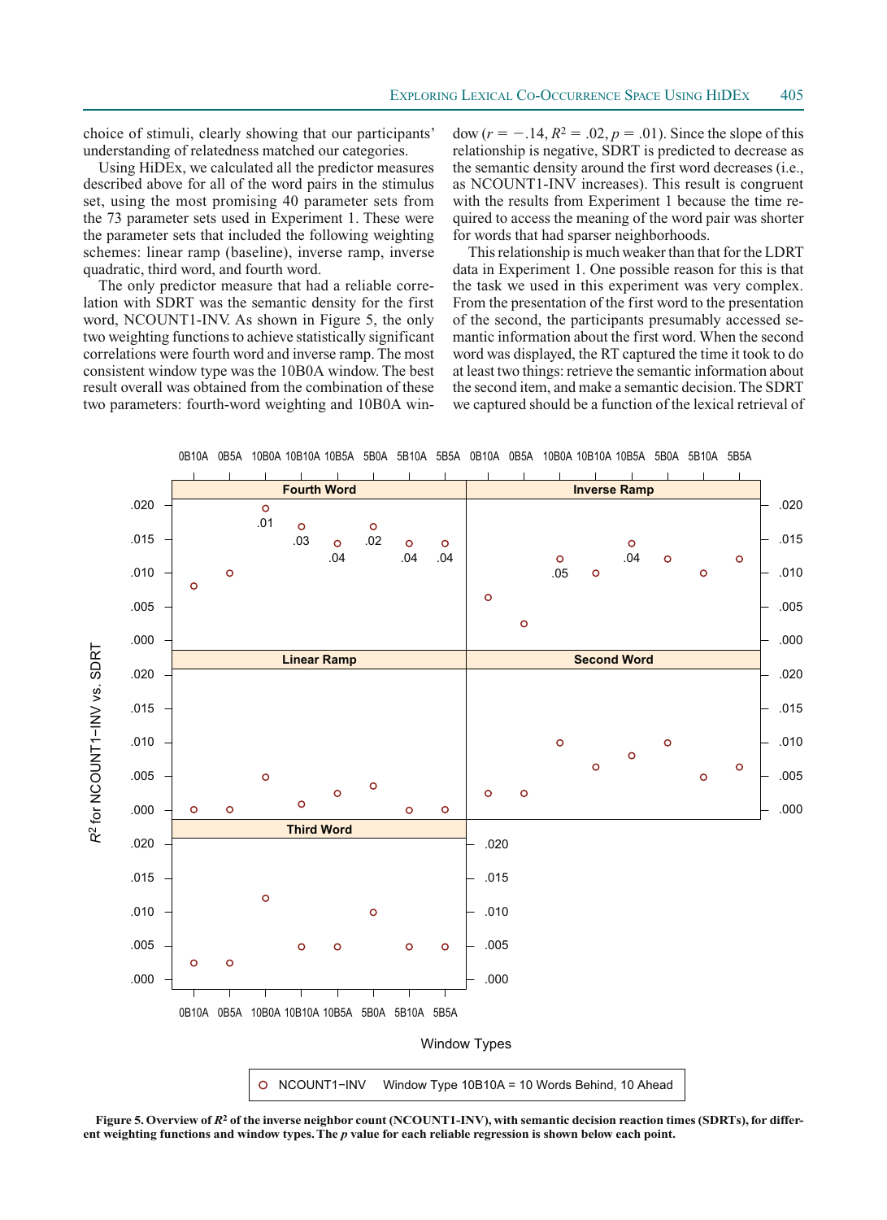choice of stimuli, clearly showing that our participants' understanding of relatedness matched our categories.

Using HiDEx, we calculated all the predictor measures described above for all of the word pairs in the stimulus set, using the most promising 40 parameter sets from the 73 parameter sets used in Experiment 1. These were the parameter sets that included the following weighting schemes: linear ramp (baseline), inverse ramp, inverse quadratic, third word, and fourth word.

The only predictor measure that had a reliable correlation with SDRT was the semantic density for the first word, NCOUNT1-INV. As shown in Figure 5, the only two weighting functions to achieve statistically significant correlations were fourth word and inverse ramp. The most consistent window type was the 10B0A window. The best result overall was obtained from the combination of these two parameters: fourth-word weighting and 10B0A window ($r = -.14$, $R^2 = .02$, $p = .01$). Since the slope of this relationship is negative, SDRT is predicted to decrease as the semantic density around the first word decreases (i.e., as NCOUNT1-INV increases). This result is congruent with the results from Experiment 1 because the time required to access the meaning of the word pair was shorter for words that had sparser neighborhoods.

This relationship is much weaker than that for the LDRT data in Experiment 1. One possible reason for this is that the task we used in this experiment was very complex. From the presentation of the first word to the presentation of the second, the participants presumably accessed semantic information about the first word. When the second word was displayed, the RT captured the time it took to do at least two things: retrieve the semantic information about the second item, and make a semantic decision. The SDRT we captured should be a function of the lexical retrieval of

**Figure 5. Overview of $R^2$ of the inverse neighbor count (NCOUNT1-INV), with semantic decision reaction times (SDRTs), for different weighting functions and window types. The *p* value for each reliable regression is shown below each point.**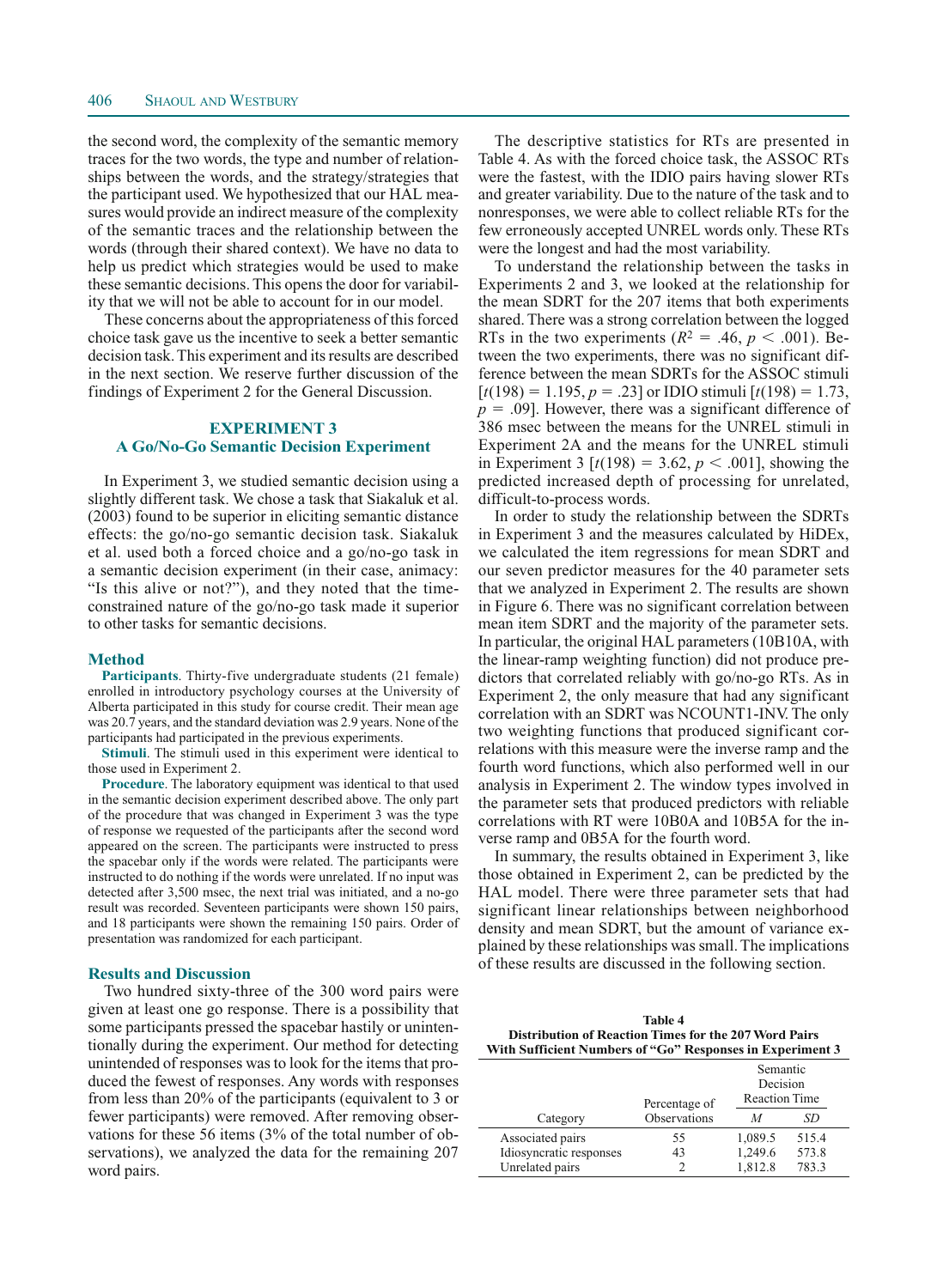the second word, the complexity of the semantic memory traces for the two words, the type and number of relationships between the words, and the strategy/strategies that the participant used. We hypothesized that our HAL measures would provide an indirect measure of the complexity of the semantic traces and the relationship between the words (through their shared context). We have no data to help us predict which strategies would be used to make these semantic decisions. This opens the door for variability that we will not be able to account for in our model.

These concerns about the appropriateness of this forced choice task gave us the incentive to seek a better semantic decision task. This experiment and its results are described in the next section. We reserve further discussion of the findings of Experiment 2 for the General Discussion.

## EXPERIMENT 3
## A Go/No-Go Semantic Decision Experiment

In Experiment 3, we studied semantic decision using a slightly different task. We chose a task that Siakaluk et al. (2003) found to be superior in eliciting semantic distance effects: the go/no-go semantic decision task. Siakaluk et al. used both a forced choice and a go/no-go task in a semantic decision experiment (in their case, animacy: "Is this alive or not?"), and they noted that the time-constrained nature of the go/no-go task made it superior to other tasks for semantic decisions.

### Method

**Participants**. Thirty-five undergraduate students (21 female) enrolled in introductory psychology courses at the University of Alberta participated in this study for course credit. Their mean age was 20.7 years, and the standard deviation was 2.9 years. None of the participants had participated in the previous experiments.

**Stimuli**. The stimuli used in this experiment were identical to those used in Experiment 2.

**Procedure**. The laboratory equipment was identical to that used in the semantic decision experiment described above. The only part of the procedure that was changed in Experiment 3 was the type of response we requested of the participants after the second word appeared on the screen. The participants were instructed to press the spacebar only if the words were related. The participants were instructed to do nothing if the words were unrelated. If no input was detected after 3,500 msec, the next trial was initiated, and a no-go result was recorded. Seventeen participants were shown 150 pairs, and 18 participants were shown the remaining 150 pairs. Order of presentation was randomized for each participant.

### Results and Discussion

Two hundred sixty-three of the 300 word pairs were given at least one go response. There is a possibility that some participants pressed the spacebar hastily or unintentionally during the experiment. Our method for detecting unintended of responses was to look for the items that produced the fewest of responses. Any words with responses from less than 20% of the participants (equivalent to 3 or fewer participants) were removed. After removing observations for these 56 items (3% of the total number of observations), we analyzed the data for the remaining 207 word pairs.

The descriptive statistics for RTs are presented in Table 4. As with the forced choice task, the ASSOC RTs were the fastest, with the IDIO pairs having slower RTs and greater variability. Due to the nature of the task and to nonresponses, we were able to collect reliable RTs for the few erroneously accepted UNREL words only. These RTs were the longest and had the most variability.

To understand the relationship between the tasks in Experiments 2 and 3, we looked at the relationship for the mean SDRT for the 207 items that both experiments shared. There was a strong correlation between the logged RTs in the two experiments ($R^2 = .46$, $p < .001$). Between the two experiments, there was no significant difference between the mean SDRTs for the ASSOC stimuli [$t(198) = 1.195$, $p = .23$] or IDIO stimuli [$t(198) = 1.73$, $p = .09$]. However, there was a significant difference of 386 msec between the means for the UNREL stimuli in Experiment 2A and the means for the UNREL stimuli in Experiment 3 [$t(198) = 3.62$, $p < .001$], showing the predicted increased depth of processing for unrelated, difficult-to-process words.

In order to study the relationship between the SDRTs in Experiment 3 and the measures calculated by HiDEx, we calculated the item regressions for mean SDRT and our seven predictor measures for the 40 parameter sets that we analyzed in Experiment 2. The results are shown in Figure 6. There was no significant correlation between mean item SDRT and the majority of the parameter sets. In particular, the original HAL parameters (10B10A, with the linear-ramp weighting function) did not produce predictors that correlated reliably with go/no-go RTs. As in Experiment 2, the only measure that had any significant correlation with an SDRT was NCOUNT1-INV. The only two weighting functions that produced significant correlations with this measure were the inverse ramp and the fourth word functions, which also performed well in our analysis in Experiment 2. The window types involved in the parameter sets that produced predictors with reliable correlations with RT were 10B0A and 10B5A for the inverse ramp and 0B5A for the fourth word.

In summary, the results obtained in Experiment 3, like those obtained in Experiment 2, can be predicted by the HAL model. There were three parameter sets that had significant linear relationships between neighborhood density and mean SDRT, but the amount of variance explained by these relationships was small. The implications of these results are discussed in the following section.

**Table 4**
**Distribution of Reaction Times for the 207 Word Pairs With Sufficient Numbers of "Go" Responses in Experiment 3**

| Category | Percentage of Observations | Semantic Decision Reaction Time | |
|---|---|---|---|
| | | *M* | *SD* |
| Associated pairs | 55 | 1,089.5 | 515.4 |
| Idiosyncratic responses | 43 | 1,249.6 | 573.8 |
| Unrelated pairs | 2 | 1,812.8 | 783.3 |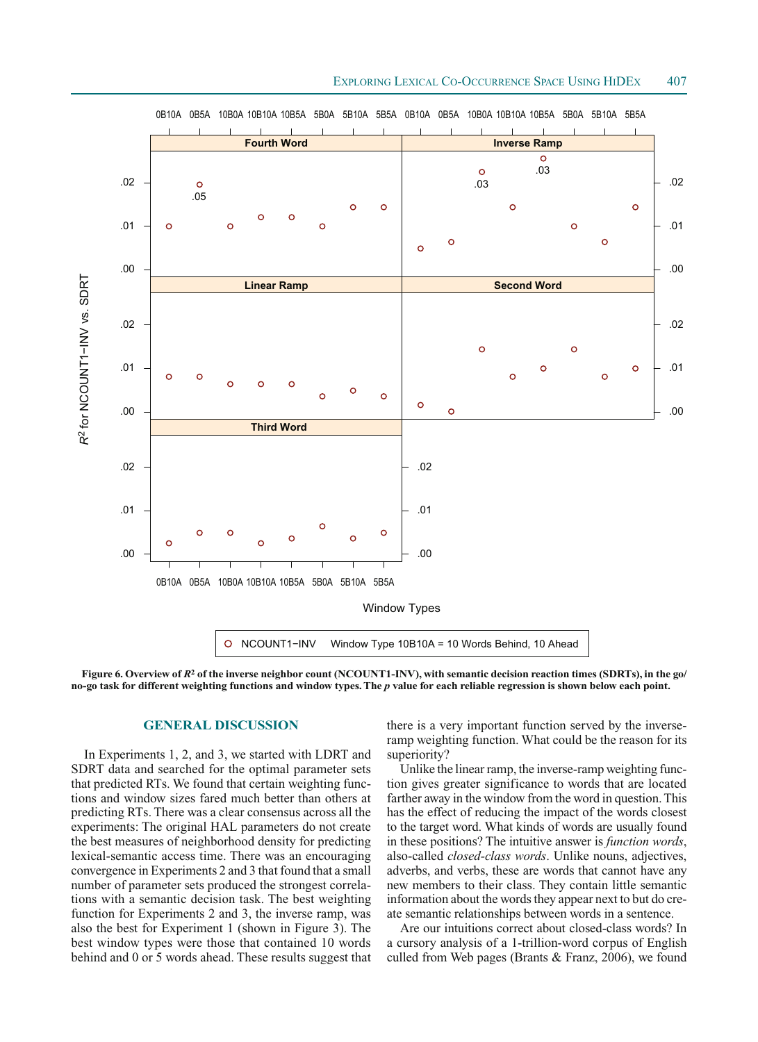**Figure 6. Overview of $R^2$ of the inverse neighbor count (NCOUNT1-INV), with semantic decision reaction times (SDRTs), in the go/no-go task for different weighting functions and window types. The *p* value for each reliable regression is shown below each point.**

## GENERAL DISCUSSION

In Experiments 1, 2, and 3, we started with LDRT and SDRT data and searched for the optimal parameter sets that predicted RTs. We found that certain weighting functions and window sizes fared much better than others at predicting RTs. There was a clear consensus across all the experiments: The original HAL parameters do not create the best measures of neighborhood density for predicting lexical-semantic access time. There was an encouraging convergence in Experiments 2 and 3 that found that a small number of parameter sets produced the strongest correlations with a semantic decision task. The best weighting function for Experiments 2 and 3, the inverse ramp, was also the best for Experiment 1 (shown in Figure 3). The best window types were those that contained 10 words behind and 0 or 5 words ahead. These results suggest that there is a very important function served by the inverse-ramp weighting function. What could be the reason for its superiority?

Unlike the linear ramp, the inverse-ramp weighting function gives greater significance to words that are located farther away in the window from the word in question. This has the effect of reducing the impact of the words closest to the target word. What kinds of words are usually found in these positions? The intuitive answer is *function words*, also-called *closed-class words*. Unlike nouns, adjectives, adverbs, and verbs, these are words that cannot have any new members to their class. They contain little semantic information about the words they appear next to but do create semantic relationships between words in a sentence.

Are our intuitions correct about closed-class words? In a cursory analysis of a 1-trillion-word corpus of English culled from Web pages (Brants & Franz, 2006), we found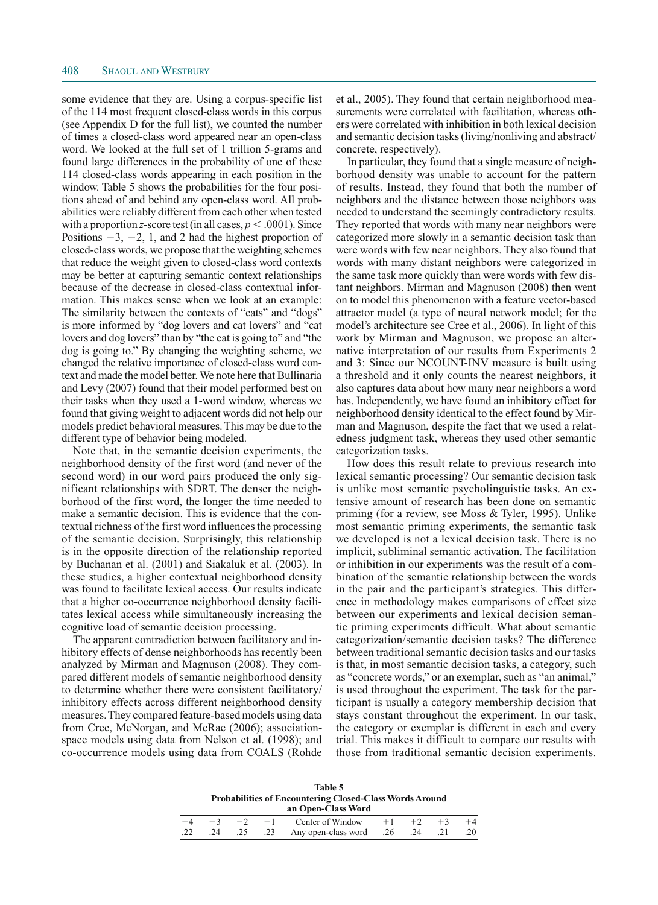some evidence that they are. Using a corpus-specific list of the 114 most frequent closed-class words in this corpus (see Appendix D for the full list), we counted the number of times a closed-class word appeared near an open-class word. We looked at the full set of 1 trillion 5-grams and found large differences in the probability of one of these 114 closed-class words appearing in each position in the window. Table 5 shows the probabilities for the four positions ahead of and behind any open-class word. All probabilities were reliably different from each other when tested with a proportion $z$-score test (in all cases, $p < .0001$). Since Positions $-3$, $-2$, 1, and 2 had the highest proportion of closed-class words, we propose that the weighting schemes that reduce the weight given to closed-class word contexts may be better at capturing semantic context relationships because of the decrease in closed-class contextual information. This makes sense when we look at an example: The similarity between the contexts of "cats" and "dogs" is more informed by "dog lovers and cat lovers" and "cat lovers and dog lovers" than by "the cat is going to" and "the dog is going to." By changing the weighting scheme, we changed the relative importance of closed-class word context and made the model better. We note here that Bullinaria and Levy (2007) found that their model performed best on their tasks when they used a 1-word window, whereas we found that giving weight to adjacent words did not help our models predict behavioral measures. This may be due to the different type of behavior being modeled.

Note that, in the semantic decision experiments, the neighborhood density of the first word (and never of the second word) in our word pairs produced the only significant relationships with SDRT. The denser the neighborhood of the first word, the longer the time needed to make a semantic decision. This is evidence that the contextual richness of the first word influences the processing of the semantic decision. Surprisingly, this relationship is in the opposite direction of the relationship reported by Buchanan et al. (2001) and Siakaluk et al. (2003). In these studies, a higher contextual neighborhood density was found to facilitate lexical access. Our results indicate that a higher co-occurrence neighborhood density facilitates lexical access while simultaneously increasing the cognitive load of semantic decision processing.

The apparent contradiction between facilitatory and inhibitory effects of dense neighborhoods has recently been analyzed by Mirman and Magnuson (2008). They compared different models of semantic neighborhood density to determine whether there were consistent facilitatory/inhibitory effects across different neighborhood density measures. They compared feature-based models using data from Cree, McNorgan, and McRae (2006); association-space models using data from Nelson et al. (1998); and co-occurrence models using data from COALS (Rohde et al., 2005). They found that certain neighborhood measurements were correlated with facilitation, whereas others were correlated with inhibition in both lexical decision and semantic decision tasks (living/nonliving and abstract/concrete, respectively).

In particular, they found that a single measure of neighborhood density was unable to account for the pattern of results. Instead, they found that both the number of neighbors and the distance between those neighbors was needed to understand the seemingly contradictory results. They reported that words with many near neighbors were categorized more slowly in a semantic decision task than were words with few near neighbors. They also found that words with many distant neighbors were categorized in the same task more quickly than were words with few distant neighbors. Mirman and Magnuson (2008) then went on to model this phenomenon with a feature vector-based attractor model (a type of neural network model; for the model's architecture see Cree et al., 2006). In light of this work by Mirman and Magnuson, we propose an alternative interpretation of our results from Experiments 2 and 3: Since our NCOUNT-INV measure is built using a threshold and it only counts the nearest neighbors, it also captures data about how many near neighbors a word has. Independently, we have found an inhibitory effect for neighborhood density identical to the effect found by Mirman and Magnuson, despite the fact that we used a relatedness judgment task, whereas they used other semantic categorization tasks.

How does this result relate to previous research into lexical semantic processing? Our semantic decision task is unlike most semantic psycholinguistic tasks. An extensive amount of research has been done on semantic priming (for a review, see Moss & Tyler, 1995). Unlike most semantic priming experiments, the semantic task we developed is not a lexical decision task. There is no implicit, subliminal semantic activation. The facilitation or inhibition in our experiments was the result of a combination of the semantic relationship between the words in the pair and the participant's strategies. This difference in methodology makes comparisons of effect size between our experiments and lexical decision semantic priming experiments difficult. What about semantic categorization/semantic decision tasks? The difference between traditional semantic decision tasks and our tasks is that, in most semantic decision tasks, a category, such as "concrete words," or an exemplar, such as "an animal," is used throughout the experiment. The task for the participant is usually a category membership decision that stays constant throughout the experiment. In our task, the category or exemplar is different in each and every trial. This makes it difficult to compare our results with those from traditional semantic decision experiments.

**Table 5**
**Probabilities of Encountering Closed-Class Words Around an Open-Class Word**

| $-4$ | $-3$ | $-2$ | $-1$ | Center of Window | $+1$ | $+2$ | $+3$ | $+4$ |
|---|---|---|---|---|---|---|---|---|
| .22 | .24 | .25 | .23 | Any open-class word | .26 | .24 | .21 | .20 |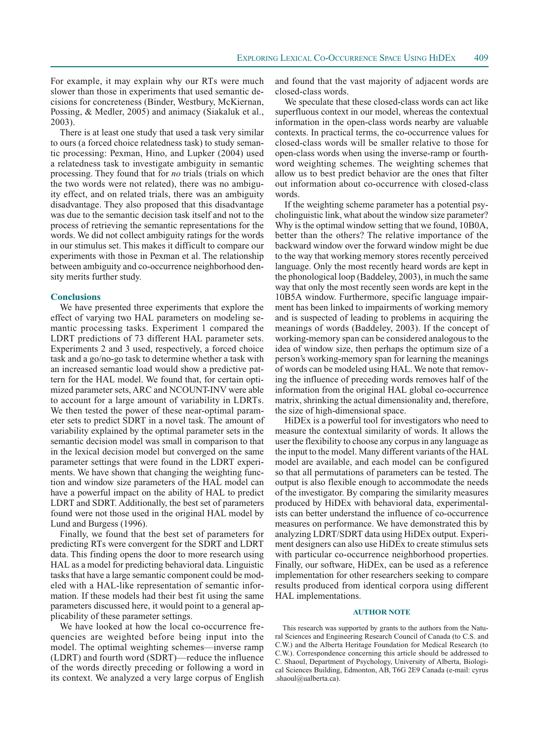For example, it may explain why our RTs were much slower than those in experiments that used semantic decisions for concreteness (Binder, Westbury, McKiernan, Possing, & Medler, 2005) and animacy (Siakaluk et al., 2003).

There is at least one study that used a task very similar to ours (a forced choice relatedness task) to study semantic processing: Pexman, Hino, and Lupker (2004) used a relatedness task to investigate ambiguity in semantic processing. They found that for *no* trials (trials on which the two words were not related), there was no ambiguity effect, and on related trials, there was an ambiguity disadvantage. They also proposed that this disadvantage was due to the semantic decision task itself and not to the process of retrieving the semantic representations for the words. We did not collect ambiguity ratings for the words in our stimulus set. This makes it difficult to compare our experiments with those in Pexman et al. The relationship between ambiguity and co-occurrence neighborhood density merits further study.

## Conclusions

We have presented three experiments that explore the effect of varying two HAL parameters on modeling semantic processing tasks. Experiment 1 compared the LDRT predictions of 73 different HAL parameter sets. Experiments 2 and 3 used, respectively, a forced choice task and a go/no-go task to determine whether a task with an increased semantic load would show a predictive pattern for the HAL model. We found that, for certain optimized parameter sets, ARC and NCOUNT-INV were able to account for a large amount of variability in LDRTs. We then tested the power of these near-optimal parameter sets to predict SDRT in a novel task. The amount of variability explained by the optimal parameter sets in the semantic decision model was small in comparison to that in the lexical decision model but converged on the same parameter settings that were found in the LDRT experiments. We have shown that changing the weighting function and window size parameters of the HAL model can have a powerful impact on the ability of HAL to predict LDRT and SDRT. Additionally, the best set of parameters found were not those used in the original HAL model by Lund and Burgess (1996).

Finally, we found that the best set of parameters for predicting RTs were convergent for the SDRT and LDRT data. This finding opens the door to more research using HAL as a model for predicting behavioral data. Linguistic tasks that have a large semantic component could be modeled with a HAL-like representation of semantic information. If these models had their best fit using the same parameters discussed here, it would point to a general applicability of these parameter settings.

We have looked at how the local co-occurrence frequencies are weighted before being input into the model. The optimal weighting schemes—inverse ramp (LDRT) and fourth word (SDRT)—reduce the influence of the words directly preceding or following a word in its context. We analyzed a very large corpus of English and found that the vast majority of adjacent words are closed-class words.

We speculate that these closed-class words can act like superfluous context in our model, whereas the contextual information in the open-class words nearby are valuable contexts. In practical terms, the co-occurrence values for closed-class words will be smaller relative to those for open-class words when using the inverse-ramp or fourth-word weighting schemes. The weighting schemes that allow us to best predict behavior are the ones that filter out information about co-occurrence with closed-class words.

If the weighting scheme parameter has a potential psycholinguistic link, what about the window size parameter? Why is the optimal window setting that we found, 10B0A, better than the others? The relative importance of the backward window over the forward window might be due to the way that working memory stores recently perceived language. Only the most recently heard words are kept in the phonological loop (Baddeley, 2003), in much the same way that only the most recently seen words are kept in the 10B5A window. Furthermore, specific language impairment has been linked to impairments of working memory and is suspected of leading to problems in acquiring the meanings of words (Baddeley, 2003). If the concept of working-memory span can be considered analogous to the idea of window size, then perhaps the optimum size of a person's working-memory span for learning the meanings of words can be modeled using HAL. We note that removing the influence of preceding words removes half of the information from the original HAL global co-occurrence matrix, shrinking the actual dimensionality and, therefore, the size of high-dimensional space.

HiDEx is a powerful tool for investigators who need to measure the contextual similarity of words. It allows the user the flexibility to choose any corpus in any language as the input to the model. Many different variants of the HAL model are available, and each model can be configured so that all permutations of parameters can be tested. The output is also flexible enough to accommodate the needs of the investigator. By comparing the similarity measures produced by HiDEx with behavioral data, experimentalists can better understand the influence of co-occurrence measures on performance. We have demonstrated this by analyzing LDRT/SDRT data using HiDEx output. Experiment designers can also use HiDEx to create stimulus sets with particular co-occurrence neighborhood properties. Finally, our software, HiDEx, can be used as a reference implementation for other researchers seeking to compare results produced from identical corpora using different HAL implementations.

## AUTHOR NOTE

This research was supported by grants to the authors from the Natural Sciences and Engineering Research Council of Canada (to C.S. and C.W.) and the Alberta Heritage Foundation for Medical Research (to C.W.). Correspondence concerning this article should be addressed to C. Shaoul, Department of Psychology, University of Alberta, Biological Sciences Building, Edmonton, AB, T6G 2E9 Canada (e-mail: cyrus.shaoul@ualberta.ca).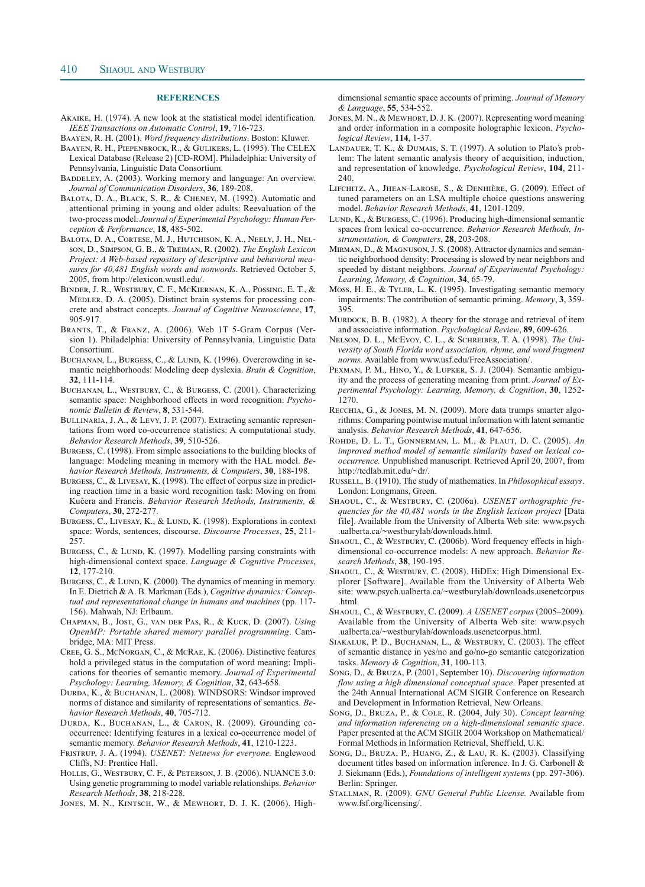## REFERENCES

Akaike, H. (1974). A new look at the statistical model identification. *IEEE Transactions on Automatic Control*, **19**, 716-723.

Baayen, R. H. (2001). *Word frequency distributions*. Boston: Kluwer.

Baayen, R. H., Piepenbrock, R., & Gulikers, L. (1995). The CELEX Lexical Database (Release 2) [CD-ROM]. Philadelphia: University of Pennsylvania, Linguistic Data Consortium.

Baddeley, A. (2003). Working memory and language: An overview. *Journal of Communication Disorders*, **36**, 189-208.

Balota, D. A., Black, S. R., & Cheney, M. (1992). Automatic and attentional priming in young and older adults: Reevaluation of the two-process model. *Journal of Experimental Psychology: Human Perception & Performance*, **18**, 485-502.

Balota, D. A., Cortese, M. J., Hutchison, K. A., Neely, J. H., Nelson, D., Simpson, G. B., & Treiman, R. (2002). *The English Lexicon Project: A Web-based repository of descriptive and behavioral measures for 40,481 English words and nonwords*. Retrieved October 5, 2005, from http://elexicon.wustl.edu/.

Binder, J. R., Westbury, C. F., McKiernan, K. A., Possing, E. T., & Medler, D. A. (2005). Distinct brain systems for processing concrete and abstract concepts. *Journal of Cognitive Neuroscience*, **17**, 905-917.

Brants, T., & Franz, A. (2006). Web 1T 5-Gram Corpus (Version 1). Philadelphia: University of Pennsylvania, Linguistic Data Consortium.

Buchanan, L., Burgess, C., & Lund, K. (1996). Overcrowding in semantic neighborhoods: Modeling deep dyslexia. *Brain & Cognition*, **32**, 111-114.

Buchanan, L., Westbury, C., & Burgess, C. (2001). Characterizing semantic space: Neighborhood effects in word recognition. *Psychonomic Bulletin & Review*, **8**, 531-544.

Bullinaria, J. A., & Levy, J. P. (2007). Extracting semantic representations from word co-occurrence statistics: A computational study. *Behavior Research Methods*, **39**, 510-526.

Burgess, C. (1998). From simple associations to the building blocks of language: Modeling meaning in memory with the HAL model. *Behavior Research Methods, Instruments, & Computers*, **30**, 188-198.

Burgess, C., & Livesay, K. (1998). The effect of corpus size in predicting reaction time in a basic word recognition task: Moving on from Kučera and Francis. *Behavior Research Methods, Instruments, & Computers*, **30**, 272-277.

Burgess, C., Livesay, K., & Lund, K. (1998). Explorations in context space: Words, sentences, discourse. *Discourse Processes*, **25**, 211-257.

Burgess, C., & Lund, K. (1997). Modelling parsing constraints with high-dimensional context space. *Language & Cognitive Processes*, **12**, 177-210.

Burgess, C., & Lund, K. (2000). The dynamics of meaning in memory. In E. Dietrich & A. B. Markman (Eds.), *Cognitive dynamics: Conceptual and representational change in humans and machines* (pp. 117-156). Mahwah, NJ: Erlbaum.

Chapman, B., Jost, G., van der Pas, R., & Kuck, D. (2007). *Using OpenMP: Portable shared memory parallel programming*. Cambridge, MA: MIT Press.

Cree, G. S., McNorgan, C., & McRae, K. (2006). Distinctive features hold a privileged status in the computation of word meaning: Implications for theories of semantic memory. *Journal of Experimental Psychology: Learning, Memory, & Cognition*, **32**, 643-658.

Durda, K., & Buchanan, L. (2008). WINDSORS: Windsor improved norms of distance and similarity of representations of semantics. *Behavior Research Methods*, **40**, 705-712.

Durda, K., Buchanan, L., & Caron, R. (2009). Grounding co-occurrence: Identifying features in a lexical co-occurrence model of semantic memory. *Behavior Research Methods*, **41**, 1210-1223.

Fristrup, J. A. (1994). *USENET: Netnews for everyone.* Englewood Cliffs, NJ: Prentice Hall.

Hollis, G., Westbury, C. F., & Peterson, J. B. (2006). NUANCE 3.0: Using genetic programming to model variable relationships. *Behavior Research Methods*, **38**, 218-228.

Jones, M. N., Kintsch, W., & Mewhort, D. J. K. (2006). High-dimensional semantic space accounts of priming. *Journal of Memory & Language*, **55**, 534-552.

Jones, M. N., & Mewhort, D. J. K. (2007). Representing word meaning and order information in a composite holographic lexicon. *Psychological Review*, **114**, 1-37.

Landauer, T. K., & Dumais, S. T. (1997). A solution to Plato's problem: The latent semantic analysis theory of acquisition, induction, and representation of knowledge. *Psychological Review*, **104**, 211-240.

Lifchitz, A., Jhean-Larose, S., & Denhière, G. (2009). Effect of tuned parameters on an LSA multiple choice questions answering model. *Behavior Research Methods*, **41**, 1201-1209.

Lund, K., & Burgess, C. (1996). Producing high-dimensional semantic spaces from lexical co-occurrence. *Behavior Research Methods, Instrumentation, & Computers*, **28**, 203-208.

Mirman, D., & Magnuson, J. S. (2008). Attractor dynamics and semantic neighborhood density: Processing is slowed by near neighbors and speeded by distant neighbors. *Journal of Experimental Psychology: Learning, Memory, & Cognition*, **34**, 65-79.

Moss, H. E., & Tyler, L. K. (1995). Investigating semantic memory impairments: The contribution of semantic priming. *Memory*, **3**, 359-395.

Murdock, B. B. (1982). A theory for the storage and retrieval of item and associative information. *Psychological Review*, **89**, 609-626.

Nelson, D. L., McEvoy, C. L., & Schreiber, T. A. (1998). *The University of South Florida word association, rhyme, and word fragment norms.* Available from www.usf.edu/FreeAssociation/.

Pexman, P. M., Hino, Y., & Lupker, S. J. (2004). Semantic ambiguity and the process of generating meaning from print. *Journal of Experimental Psychology: Learning, Memory, & Cognition*, **30**, 1252-1270.

Recchia, G., & Jones, M. N. (2009). More data trumps smarter algorithms: Comparing pointwise mutual information with latent semantic analysis. *Behavior Research Methods*, **41**, 647-656.

Rohde, D. L. T., Gonnerman, L. M., & Plaut, D. C. (2005). *An improved method model of semantic similarity based on lexical co-occurrence.* Unpublished manuscript. Retrieved April 20, 2007, from http://tedlab.mit.edu/~dr/.

Russell, B. (1910). The study of mathematics. In *Philosophical essays*. London: Longmans, Green.

Shaoul, C., & Westbury, C. (2006a). *USENET orthographic frequencies for the 40,481 words in the English lexicon project* [Data file]. Available from the University of Alberta Web site: www.psych.ualberta.ca/~westburylab/downloads.html.

Shaoul, C., & Westbury, C. (2006b). Word frequency effects in high-dimensional co-occurrence models: A new approach. *Behavior Research Methods*, **38**, 190-195.

Shaoul, C., & Westbury, C. (2008). HiDEx: High Dimensional Explorer [Software]. Available from the University of Alberta Web site: www.psych.ualberta.ca/~westburylab/downloads.usenetcorpus.html.

Shaoul, C., & Westbury, C. (2009). *A USENET corpus* (2005–2009)*.* Available from the University of Alberta Web site: www.psych.ualberta.ca/~westburylab/downloads.usenetcorpus.html.

Siakaluk, P. D., Buchanan, L., & Westbury, C. (2003). The effect of semantic distance in yes/no and go/no-go semantic categorization tasks. *Memory & Cognition*, **31**, 100-113.

Song, D., & Bruza, P. (2001, September 10). *Discovering information flow using a high dimensional conceptual space*. Paper presented at the 24th Annual International ACM SIGIR Conference on Research and Development in Information Retrieval, New Orleans.

Song, D., Bruza, P., & Cole, R. (2004, July 30). *Concept learning and information inferencing on a high-dimensional semantic space*. Paper presented at the ACM SIGIR 2004 Workshop on Mathematical/Formal Methods in Information Retrieval, Sheffield, U.K.

Song, D., Bruza, P., Huang, Z., & Lau, R. K. (2003). Classifying document titles based on information inference. In J. G. Carbonell & J. Siekmann (Eds.), *Foundations of intelligent systems* (pp. 297-306). Berlin: Springer.

Stallman, R. (2009). *GNU General Public License.* Available from www.fsf.org/licensing/.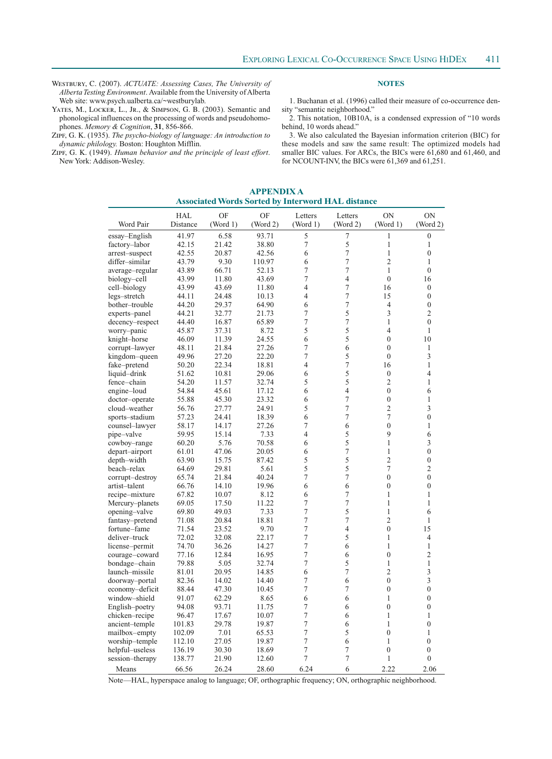Westbury, C. (2007). *ACTUATE: Assessing Cases, The University of Alberta Testing Environment*. Available from the University of Alberta Web site: www.psych.ualberta.ca/~westburylab.

Yates, M., Locker, L., Jr., & Simpson, G. B. (2003). Semantic and phonological influences on the processing of words and pseudohomophones. *Memory & Cognition*, **31**, 856-866.

Zipf, G. K. (1935). *The psycho-biology of language: An introduction to dynamic philology.* Boston: Houghton Mifflin.

Zipf, G. K. (1949). *Human behavior and the principle of least effort.* New York: Addison-Wesley.

## NOTES

1. Buchanan et al. (1996) called their measure of co-occurrence density "semantic neighborhood."

2. This notation, 10B10A, is a condensed expression of "10 words behind, 10 words ahead."

3. We also calculated the Bayesian information criterion (BIC) for these models and saw the same result: The optimized models had smaller BIC values. For ARCs, the BICs were 61,680 and 61,460, and for NCOUNT-INV, the BICs were 61,369 and 61,251.

## APPENDIX A
### Associated Words Sorted by Interword HAL distance

| Word Pair | HAL Distance | OF (Word 1) | OF (Word 2) | Letters (Word 1) | Letters (Word 2) | ON (Word 1) | ON (Word 2) |
|---|---|---|---|---|---|---|---|
| essay–English | 41.97 | 6.58 | 93.71 | 5 | 7 | 1 | 0 |
| factory–labor | 42.15 | 21.42 | 38.80 | 7 | 5 | 1 | 1 |
| arrest–suspect | 42.55 | 20.87 | 42.56 | 6 | 7 | 1 | 0 |
| differ–similar | 43.79 | 9.30 | 110.97 | 6 | 7 | 2 | 1 |
| average–regular | 43.89 | 66.71 | 52.13 | 7 | 7 | 1 | 0 |
| biology–cell | 43.99 | 11.80 | 43.69 | 7 | 4 | 0 | 16 |
| cell–biology | 43.99 | 43.69 | 11.80 | 4 | 7 | 16 | 0 |
| legs–stretch | 44.11 | 24.48 | 10.13 | 4 | 7 | 15 | 0 |
| bother–trouble | 44.20 | 29.37 | 64.90 | 6 | 7 | 4 | 0 |
| experts–panel | 44.21 | 32.77 | 21.73 | 7 | 5 | 3 | 2 |
| decency–respect | 44.40 | 16.87 | 65.89 | 7 | 7 | 1 | 0 |
| worry–panic | 45.87 | 37.31 | 8.72 | 5 | 5 | 4 | 1 |
| knight–horse | 46.09 | 11.39 | 24.55 | 6 | 5 | 0 | 10 |
| corrupt–lawyer | 48.11 | 21.84 | 27.26 | 7 | 6 | 0 | 1 |
| kingdom–queen | 49.96 | 27.20 | 22.20 | 7 | 5 | 0 | 3 |
| fake–pretend | 50.20 | 22.34 | 18.81 | 4 | 7 | 16 | 1 |
| liquid–drink | 51.62 | 10.81 | 29.06 | 6 | 5 | 0 | 4 |
| fence–chain | 54.20 | 11.57 | 32.74 | 5 | 5 | 2 | 1 |
| engine–loud | 54.84 | 45.61 | 17.12 | 6 | 4 | 0 | 6 |
| doctor–operate | 55.88 | 45.30 | 23.32 | 6 | 7 | 0 | 1 |
| cloud–weather | 56.76 | 27.77 | 24.91 | 5 | 7 | 2 | 3 |
| sports–stadium | 57.23 | 24.41 | 18.39 | 6 | 7 | 7 | 0 |
| counsel–lawyer | 58.17 | 14.17 | 27.26 | 7 | 6 | 0 | 1 |
| pipe–valve | 59.95 | 15.14 | 7.33 | 4 | 5 | 9 | 6 |
| cowboy–range | 60.20 | 5.76 | 70.58 | 6 | 5 | 1 | 3 |
| depart–airport | 61.01 | 47.06 | 20.05 | 6 | 7 | 1 | 0 |
| depth–width | 63.90 | 15.75 | 87.42 | 5 | 5 | 2 | 0 |
| beach–relax | 64.69 | 29.81 | 5.61 | 5 | 5 | 7 | 2 |
| corrupt–destroy | 65.74 | 21.84 | 40.24 | 7 | 7 | 0 | 0 |
| artist–talent | 66.76 | 14.10 | 19.96 | 6 | 6 | 0 | 0 |
| recipe–mixture | 67.82 | 10.07 | 8.12 | 6 | 7 | 1 | 1 |
| Mercury–planets | 69.05 | 17.50 | 11.22 | 7 | 7 | 1 | 1 |
| opening–valve | 69.80 | 49.03 | 7.33 | 7 | 5 | 1 | 6 |
| fantasy–pretend | 71.08 | 20.84 | 18.81 | 7 | 7 | 2 | 1 |
| fortune–fame | 71.54 | 23.52 | 9.70 | 7 | 4 | 0 | 15 |
| deliver–truck | 72.02 | 32.08 | 22.17 | 7 | 5 | 1 | 4 |
| license–permit | 74.70 | 36.26 | 14.27 | 7 | 6 | 1 | 1 |
| courage–coward | 77.16 | 12.84 | 16.95 | 7 | 6 | 0 | 2 |
| bondage–chain | 79.88 | 5.05 | 32.74 | 7 | 5 | 1 | 1 |
| launch–missile | 81.01 | 20.95 | 14.85 | 6 | 7 | 2 | 3 |
| doorway–portal | 82.36 | 14.02 | 14.40 | 7 | 6 | 0 | 3 |
| economy–deficit | 88.44 | 47.30 | 10.45 | 7 | 7 | 0 | 0 |
| window–shield | 91.07 | 62.29 | 8.65 | 6 | 6 | 1 | 0 |
| English–poetry | 94.08 | 93.71 | 11.75 | 7 | 6 | 0 | 0 |
| chicken–recipe | 96.47 | 17.67 | 10.07 | 7 | 6 | 1 | 1 |
| ancient–temple | 101.83 | 29.78 | 19.87 | 7 | 6 | 1 | 0 |
| mailbox–empty | 102.09 | 7.01 | 65.53 | 7 | 5 | 0 | 1 |
| worship–temple | 112.10 | 27.05 | 19.87 | 7 | 6 | 1 | 0 |
| helpful–useless | 136.19 | 30.30 | 18.69 | 7 | 7 | 0 | 0 |
| session–therapy | 138.77 | 21.90 | 12.60 | 7 | 7 | 1 | 0 |
| Means | 66.56 | 26.24 | 28.60 | 6.24 | 6 | 2.22 | 2.06 |

Note—HAL, hyperspace analog to language; OF, orthographic frequency; ON, orthographic neighborhood.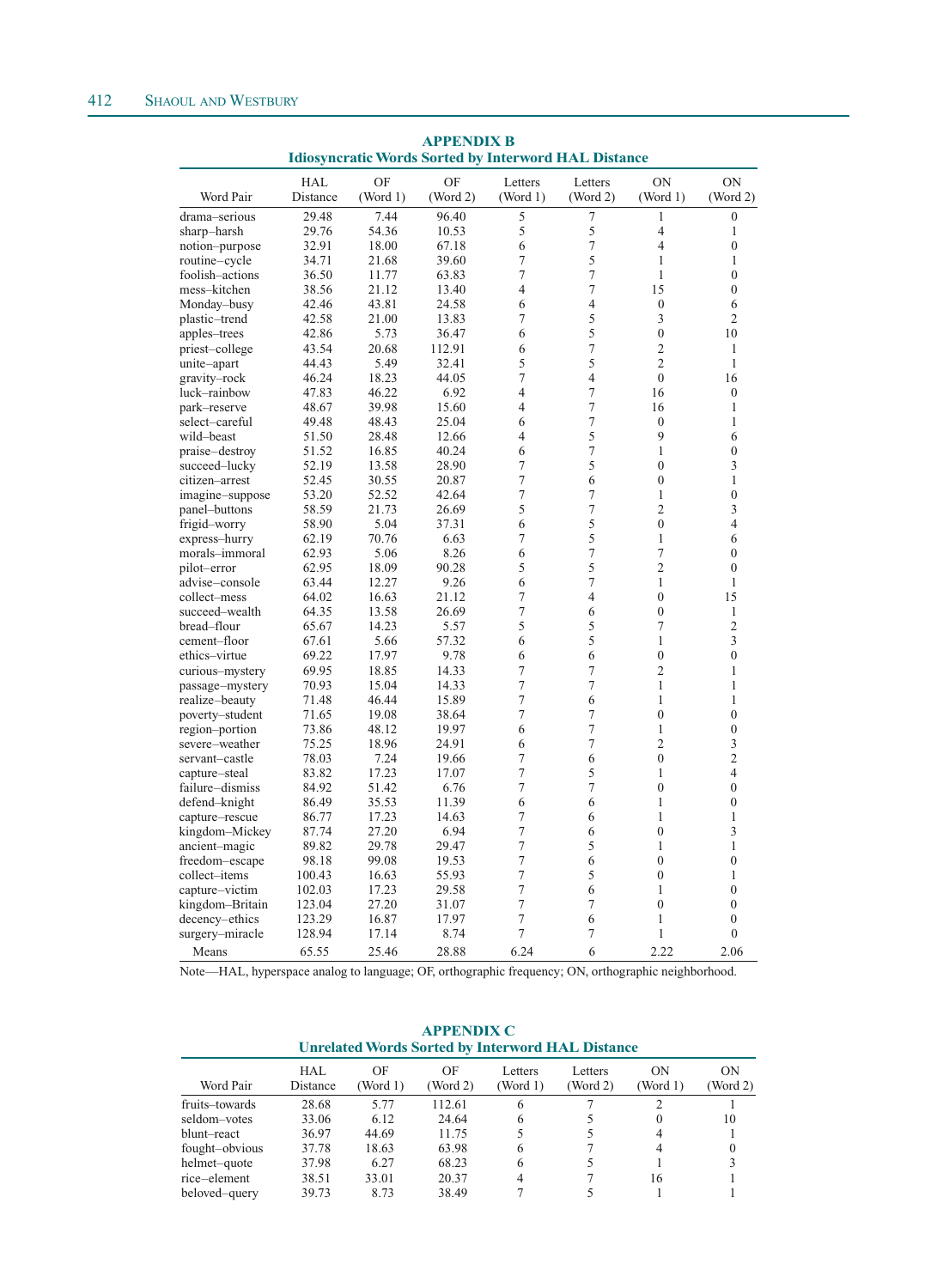## APPENDIX B
### Idiosyncratic Words Sorted by Interword HAL Distance

| Word Pair | HAL Distance | OF (Word 1) | OF (Word 2) | Letters (Word 1) | Letters (Word 2) | ON (Word 1) | ON (Word 2) |
|---|---|---|---|---|---|---|---|
| drama–serious | 29.48 | 7.44 | 96.40 | 5 | 7 | 1 | 0 |
| sharp–harsh | 29.76 | 54.36 | 10.53 | 5 | 5 | 4 | 1 |
| notion–purpose | 32.91 | 18.00 | 67.18 | 6 | 7 | 4 | 0 |
| routine–cycle | 34.71 | 21.68 | 39.60 | 7 | 5 | 1 | 1 |
| foolish–actions | 36.50 | 11.77 | 63.83 | 7 | 7 | 1 | 0 |
| mess–kitchen | 38.56 | 21.12 | 13.40 | 4 | 7 | 15 | 0 |
| Monday–busy | 42.46 | 43.81 | 24.58 | 6 | 4 | 0 | 6 |
| plastic–trend | 42.58 | 21.00 | 13.83 | 7 | 5 | 3 | 2 |
| apples–trees | 42.86 | 5.73 | 36.47 | 6 | 5 | 0 | 10 |
| priest–college | 43.54 | 20.68 | 112.91 | 6 | 7 | 2 | 1 |
| unite–apart | 44.43 | 5.49 | 32.41 | 5 | 5 | 2 | 1 |
| gravity–rock | 46.24 | 18.23 | 44.05 | 7 | 4 | 0 | 16 |
| luck–rainbow | 47.83 | 46.22 | 6.92 | 4 | 7 | 16 | 0 |
| park–reserve | 48.67 | 39.98 | 15.60 | 4 | 7 | 16 | 1 |
| select–careful | 49.48 | 48.43 | 25.04 | 6 | 7 | 0 | 1 |
| wild–beast | 51.50 | 28.48 | 12.66 | 4 | 5 | 9 | 6 |
| praise–destroy | 51.52 | 16.85 | 40.24 | 6 | 7 | 1 | 0 |
| succeed–lucky | 52.19 | 13.58 | 28.90 | 7 | 5 | 0 | 3 |
| citizen–arrest | 52.45 | 30.55 | 20.87 | 7 | 6 | 0 | 1 |
| imagine–suppose | 53.20 | 52.52 | 42.64 | 7 | 7 | 1 | 0 |
| panel–buttons | 58.59 | 21.73 | 26.69 | 5 | 7 | 2 | 3 |
| frigid–worry | 58.90 | 5.04 | 37.31 | 6 | 5 | 0 | 4 |
| express–hurry | 62.19 | 70.76 | 6.63 | 7 | 5 | 1 | 6 |
| morals–immoral | 62.93 | 5.06 | 8.26 | 6 | 7 | 7 | 0 |
| pilot–error | 62.95 | 18.09 | 90.28 | 5 | 5 | 2 | 0 |
| advise–console | 63.44 | 12.27 | 9.26 | 6 | 7 | 1 | 1 |
| collect–mess | 64.02 | 16.63 | 21.12 | 7 | 4 | 0 | 15 |
| succeed–wealth | 64.35 | 13.58 | 26.69 | 7 | 6 | 0 | 1 |
| bread–flour | 65.67 | 14.23 | 5.57 | 5 | 5 | 7 | 2 |
| cement–floor | 67.61 | 5.66 | 57.32 | 6 | 5 | 1 | 3 |
| ethics–virtue | 69.22 | 17.97 | 9.78 | 6 | 6 | 0 | 0 |
| curious–mystery | 69.95 | 18.85 | 14.33 | 7 | 7 | 2 | 1 |
| passage–mystery | 70.93 | 15.04 | 14.33 | 7 | 7 | 1 | 1 |
| realize–beauty | 71.48 | 46.44 | 15.89 | 7 | 6 | 1 | 1 |
| poverty–student | 71.65 | 19.08 | 38.64 | 7 | 7 | 0 | 0 |
| region–portion | 73.86 | 48.12 | 19.97 | 6 | 7 | 1 | 0 |
| severe–weather | 75.25 | 18.96 | 24.91 | 6 | 7 | 2 | 3 |
| servant–castle | 78.03 | 7.24 | 19.66 | 7 | 6 | 0 | 2 |
| capture–steal | 83.82 | 17.23 | 17.07 | 7 | 5 | 1 | 4 |
| failure–dismiss | 84.92 | 51.42 | 6.76 | 7 | 7 | 0 | 0 |
| defend–knight | 86.49 | 35.53 | 11.39 | 6 | 6 | 1 | 0 |
| capture–rescue | 86.77 | 17.23 | 14.63 | 7 | 6 | 1 | 1 |
| kingdom–Mickey | 87.74 | 27.20 | 6.94 | 7 | 6 | 0 | 3 |
| ancient–magic | 89.82 | 29.78 | 29.47 | 7 | 5 | 1 | 1 |
| freedom–escape | 98.18 | 99.08 | 19.53 | 7 | 6 | 0 | 0 |
| collect–items | 100.43 | 16.63 | 55.93 | 7 | 5 | 0 | 1 |
| capture–victim | 102.03 | 17.23 | 29.58 | 7 | 6 | 1 | 0 |
| kingdom–Britain | 123.04 | 27.20 | 31.07 | 7 | 7 | 0 | 0 |
| decency–ethics | 123.29 | 16.87 | 17.97 | 7 | 6 | 1 | 0 |
| surgery–miracle | 128.94 | 17.14 | 8.74 | 7 | 7 | 1 | 0 |
| Means | 65.55 | 25.46 | 28.88 | 6.24 | 6 | 2.22 | 2.06 |

Note—HAL, hyperspace analog to language; OF, orthographic frequency; ON, orthographic neighborhood.

## APPENDIX C
### Unrelated Words Sorted by Interword HAL Distance

| Word Pair | HAL Distance | OF (Word 1) | OF (Word 2) | Letters (Word 1) | Letters (Word 2) | ON (Word 1) | ON (Word 2) |
|---|---|---|---|---|---|---|---|
| fruits–towards | 28.68 | 5.77 | 112.61 | 6 | 7 | 2 | 1 |
| seldom–votes | 33.06 | 6.12 | 24.64 | 6 | 5 | 0 | 10 |
| blunt–react | 36.97 | 44.69 | 11.75 | 5 | 5 | 4 | 1 |
| fought–obvious | 37.78 | 18.63 | 63.98 | 6 | 7 | 4 | 0 |
| helmet–quote | 37.98 | 6.27 | 68.23 | 6 | 5 | 1 | 3 |
| rice–element | 38.51 | 33.01 | 20.37 | 4 | 7 | 16 | 1 |
| beloved–query | 39.73 | 8.73 | 38.49 | 7 | 5 | 1 | 1 |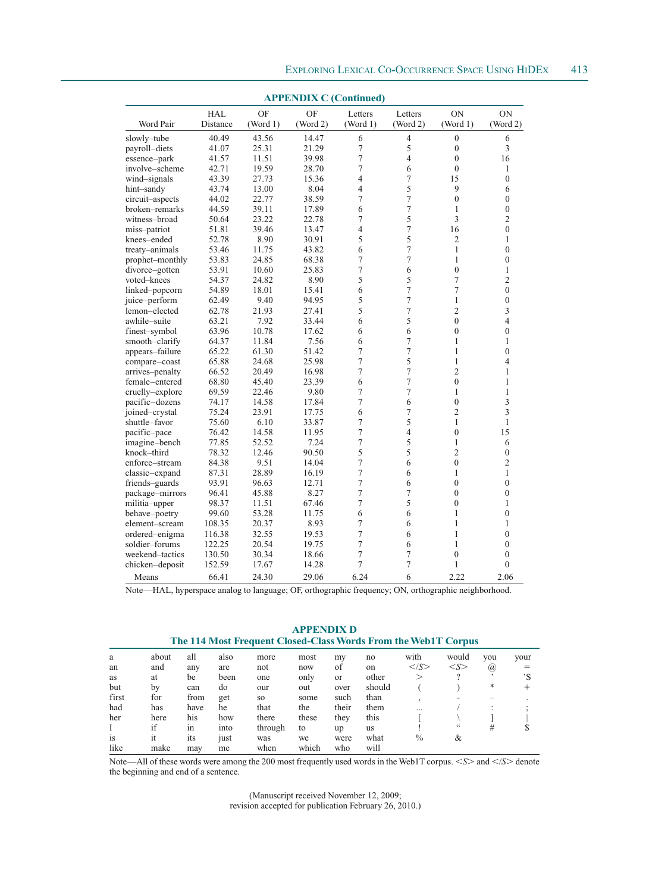**APPENDIX C (Continued)**

| Word Pair | HAL Distance | OF (Word 1) | OF (Word 2) | Letters (Word 1) | Letters (Word 2) | ON (Word 1) | ON (Word 2) |
|---|---|---|---|---|---|---|---|
| slowly–tube | 40.49 | 43.56 | 14.47 | 6 | 4 | 0 | 6 |
| payroll–diets | 41.07 | 25.31 | 21.29 | 7 | 5 | 0 | 3 |
| essence–park | 41.57 | 11.51 | 39.98 | 7 | 4 | 0 | 16 |
| involve–scheme | 42.71 | 19.59 | 28.70 | 7 | 6 | 0 | 1 |
| wind–signals | 43.39 | 27.73 | 15.36 | 4 | 7 | 15 | 0 |
| hint–sandy | 43.74 | 13.00 | 8.04 | 4 | 5 | 9 | 6 |
| circuit–aspects | 44.02 | 22.77 | 38.59 | 7 | 7 | 0 | 0 |
| broken–remarks | 44.59 | 39.11 | 17.89 | 6 | 7 | 1 | 0 |
| witness–broad | 50.64 | 23.22 | 22.78 | 7 | 5 | 3 | 2 |
| miss–patriot | 51.81 | 39.46 | 13.47 | 4 | 7 | 16 | 0 |
| knees–ended | 52.78 | 8.90 | 30.91 | 5 | 5 | 2 | 1 |
| treaty–animals | 53.46 | 11.75 | 43.82 | 6 | 7 | 1 | 0 |
| prophet–monthly | 53.83 | 24.85 | 68.38 | 7 | 7 | 1 | 0 |
| divorce–gotten | 53.91 | 10.60 | 25.83 | 7 | 6 | 0 | 1 |
| voted–knees | 54.37 | 24.82 | 8.90 | 5 | 5 | 7 | 2 |
| linked–popcorn | 54.89 | 18.01 | 15.41 | 6 | 7 | 7 | 0 |
| juice–perform | 62.49 | 9.40 | 94.95 | 5 | 7 | 1 | 0 |
| lemon–elected | 62.78 | 21.93 | 27.41 | 5 | 7 | 2 | 3 |
| awhile–suite | 63.21 | 7.92 | 33.44 | 6 | 5 | 0 | 4 |
| finest–symbol | 63.96 | 10.78 | 17.62 | 6 | 6 | 0 | 0 |
| smooth–clarify | 64.37 | 11.84 | 7.56 | 6 | 7 | 1 | 1 |
| appears–failure | 65.22 | 61.30 | 51.42 | 7 | 7 | 1 | 0 |
| compare–coast | 65.88 | 24.68 | 25.98 | 7 | 5 | 1 | 4 |
| arrives–penalty | 66.52 | 20.49 | 16.98 | 7 | 7 | 2 | 1 |
| female–entered | 68.80 | 45.40 | 23.39 | 6 | 7 | 0 | 1 |
| cruelly–explore | 69.59 | 22.46 | 9.80 | 7 | 7 | 1 | 1 |
| pacific–dozens | 74.17 | 14.58 | 17.84 | 7 | 6 | 0 | 3 |
| joined–crystal | 75.24 | 23.91 | 17.75 | 6 | 7 | 2 | 3 |
| shuttle–favor | 75.60 | 6.10 | 33.87 | 7 | 5 | 1 | 1 |
| pacific–pace | 76.42 | 14.58 | 11.95 | 7 | 4 | 0 | 15 |
| imagine–bench | 77.85 | 52.52 | 7.24 | 7 | 5 | 1 | 6 |
| knock–third | 78.32 | 12.46 | 90.50 | 5 | 5 | 2 | 0 |
| enforce–stream | 84.38 | 9.51 | 14.04 | 7 | 6 | 0 | 2 |
| classic–expand | 87.31 | 28.89 | 16.19 | 7 | 6 | 1 | 1 |
| friends–guards | 93.91 | 96.63 | 12.71 | 7 | 6 | 0 | 0 |
| package–mirrors | 96.41 | 45.88 | 8.27 | 7 | 7 | 0 | 0 |
| militia–upper | 98.37 | 11.51 | 67.46 | 7 | 5 | 0 | 1 |
| behave–poetry | 99.60 | 53.28 | 11.75 | 6 | 6 | 1 | 0 |
| element–scream | 108.35 | 20.37 | 8.93 | 7 | 6 | 1 | 1 |
| ordered–enigma | 116.38 | 32.55 | 19.53 | 7 | 6 | 1 | 0 |
| soldier–forums | 122.25 | 20.54 | 19.75 | 7 | 6 | 1 | 0 |
| weekend–tactics | 130.50 | 30.34 | 18.66 | 7 | 7 | 0 | 0 |
| chicken–deposit | 152.59 | 17.67 | 14.28 | 7 | 7 | 1 | 0 |
| Means | 66.41 | 24.30 | 29.06 | 6.24 | 6 | 2.22 | 2.06 |

Note—HAL, hyperspace analog to language; OF, orthographic frequency; ON, orthographic neighborhood.

**APPENDIX D**
**The 114 Most Frequent Closed-Class Words From the Web1T Corpus**

| | | | | | | | | | | | |
|---|---|---|---|---|---|---|---|---|---|---|---|
| a | about | all | also | more | most | my | no | with | would | you | your |
| an | and | any | are | not | now | of | on | </S> | <S> | @ | = |
| as | at | be | been | one | only | or | other | > | ? | ’ | ’S |
| but | by | can | do | our | out | over | should | ( | ) | * | + |
| first | for | from | get | so | some | such | than | , | - | – | . |
| had | has | have | he | that | the | their | them | ... | / | : | ; |
| her | here | his | how | there | these | they | this | [ | \ | ] | \| |
| I | if | in | into | through | to | up | us | ! | “ | # | $ |
| is | it | its | just | was | we | were | what | % | & | | |
| like | make | may | me | when | which | who | will | | | | |

Note—All of these words were among the 200 most frequently used words in the Web1T corpus. <S> and </S> denote the beginning and end of a sentence.

(Manuscript received November 12, 2009;
revision accepted for publication February 26, 2010.)